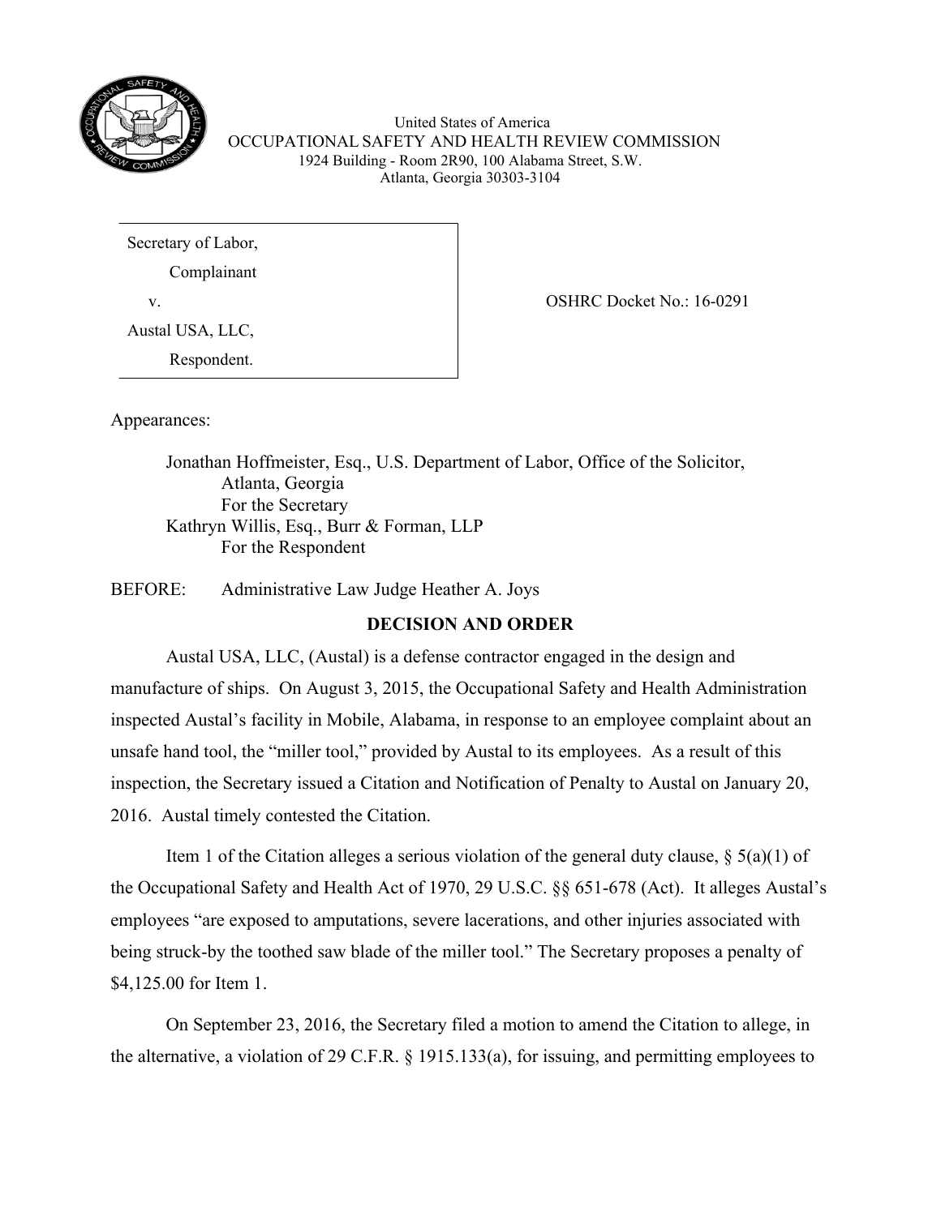United States of America
OCCUPATIONAL SAFETY AND HEALTH REVIEW COMMISSION
1924 Building - Room 2R90, 100 Alabama Street, S.W.
Atlanta, Georgia 30303-3104

| | |
|---|---|
| Secretary of Labor,<br>Complainant<br>v.<br>Austal USA, LLC,<br>Respondent. | OSHRC Docket No.: 16-0291 |

Appearances:

Jonathan Hoffmeister, Esq., U.S. Department of Labor, Office of the Solicitor, Atlanta, Georgia
For the Secretary

Kathryn Willis, Esq., Burr & Forman, LLP
For the Respondent

BEFORE: Administrative Law Judge Heather A. Joys

**DECISION AND ORDER**

Austal USA, LLC, (Austal) is a defense contractor engaged in the design and manufacture of ships. On August 3, 2015, the Occupational Safety and Health Administration inspected Austal's facility in Mobile, Alabama, in response to an employee complaint about an unsafe hand tool, the "miller tool," provided by Austal to its employees. As a result of this inspection, the Secretary issued a Citation and Notification of Penalty to Austal on January 20, 2016. Austal timely contested the Citation.

Item 1 of the Citation alleges a serious violation of the general duty clause, § 5(a)(1) of the Occupational Safety and Health Act of 1970, 29 U.S.C. §§ 651-678 (Act). It alleges Austal's employees "are exposed to amputations, severe lacerations, and other injuries associated with being struck-by the toothed saw blade of the miller tool." The Secretary proposes a penalty of $4,125.00 for Item 1.

On September 23, 2016, the Secretary filed a motion to amend the Citation to allege, in the alternative, a violation of 29 C.F.R. § 1915.133(a), for issuing, and permitting employees to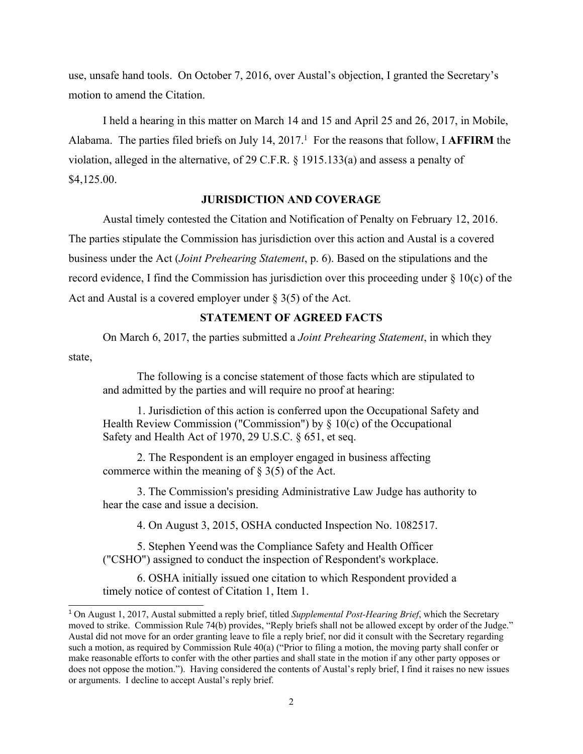use, unsafe hand tools. On October 7, 2016, over Austal's objection, I granted the Secretary's motion to amend the Citation.

I held a hearing in this matter on March 14 and 15 and April 25 and 26, 2017, in Mobile, Alabama. The parties filed briefs on July 14, 2017.[1] For the reasons that follow, I **AFFIRM** the violation, alleged in the alternative, of 29 C.F.R. § 1915.133(a) and assess a penalty of $4,125.00.

## JURISDICTION AND COVERAGE

Austal timely contested the Citation and Notification of Penalty on February 12, 2016. The parties stipulate the Commission has jurisdiction over this action and Austal is a covered business under the Act (*Joint Prehearing Statement*, p. 6). Based on the stipulations and the record evidence, I find the Commission has jurisdiction over this proceeding under § 10(c) of the Act and Austal is a covered employer under § 3(5) of the Act.

## STATEMENT OF AGREED FACTS

On March 6, 2017, the parties submitted a *Joint Prehearing Statement*, in which they state,

> The following is a concise statement of those facts which are stipulated to and admitted by the parties and will require no proof at hearing:
>
> 1. Jurisdiction of this action is conferred upon the Occupational Safety and Health Review Commission ("Commission") by § 10(c) of the Occupational Safety and Health Act of 1970, 29 U.S.C. § 651, et seq.
>
> 2. The Respondent is an employer engaged in business affecting commerce within the meaning of § 3(5) of the Act.
>
> 3. The Commission's presiding Administrative Law Judge has authority to hear the case and issue a decision.
>
> 4. On August 3, 2015, OSHA conducted Inspection No. 1082517.
>
> 5. Stephen Yeend was the Compliance Safety and Health Officer ("CSHO") assigned to conduct the inspection of Respondent's workplace.
>
> 6. OSHA initially issued one citation to which Respondent provided a timely notice of contest of Citation 1, Item 1.

---

[1] On August 1, 2017, Austal submitted a reply brief, titled *Supplemental Post-Hearing Brief*, which the Secretary moved to strike. Commission Rule 74(b) provides, "Reply briefs shall not be allowed except by order of the Judge." Austal did not move for an order granting leave to file a reply brief, nor did it consult with the Secretary regarding such a motion, as required by Commission Rule 40(a) ("Prior to filing a motion, the moving party shall confer or make reasonable efforts to confer with the other parties and shall state in the motion if any other party opposes or does not oppose the motion."). Having considered the contents of Austal's reply brief, I find it raises no new issues or arguments. I decline to accept Austal's reply brief.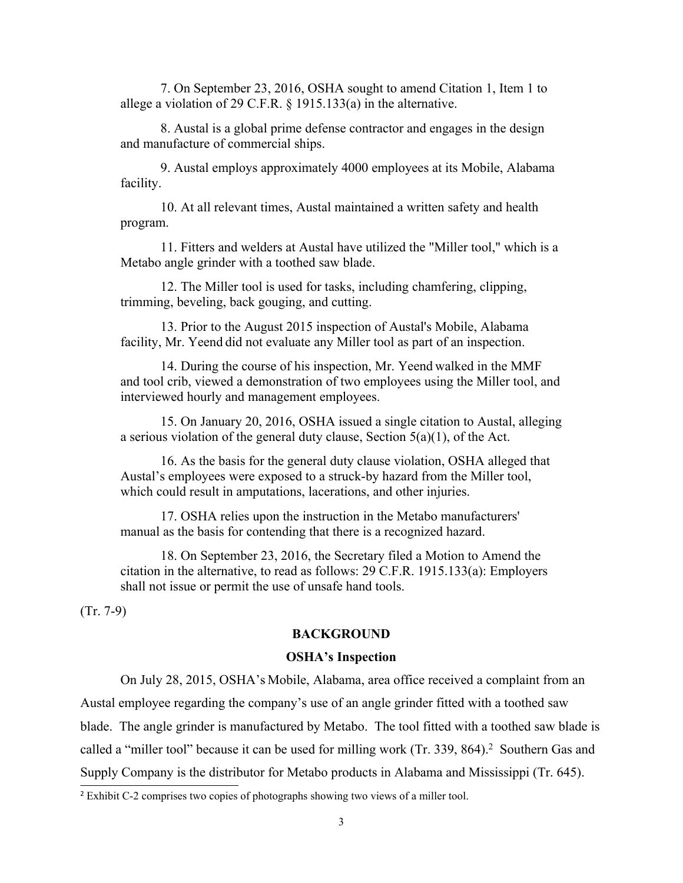7. On September 23, 2016, OSHA sought to amend Citation 1, Item 1 to allege a violation of 29 C.F.R. § 1915.133(a) in the alternative.

8. Austal is a global prime defense contractor and engages in the design and manufacture of commercial ships.

9. Austal employs approximately 4000 employees at its Mobile, Alabama facility.

10. At all relevant times, Austal maintained a written safety and health program.

11. Fitters and welders at Austal have utilized the "Miller tool," which is a Metabo angle grinder with a toothed saw blade.

12. The Miller tool is used for tasks, including chamfering, clipping, trimming, beveling, back gouging, and cutting.

13. Prior to the August 2015 inspection of Austal's Mobile, Alabama facility, Mr. Yeend did not evaluate any Miller tool as part of an inspection.

14. During the course of his inspection, Mr. Yeend walked in the MMF and tool crib, viewed a demonstration of two employees using the Miller tool, and interviewed hourly and management employees.

15. On January 20, 2016, OSHA issued a single citation to Austal, alleging a serious violation of the general duty clause, Section 5(a)(1), of the Act.

16. As the basis for the general duty clause violation, OSHA alleged that Austal's employees were exposed to a struck-by hazard from the Miller tool, which could result in amputations, lacerations, and other injuries.

17. OSHA relies upon the instruction in the Metabo manufacturers' manual as the basis for contending that there is a recognized hazard.

18. On September 23, 2016, the Secretary filed a Motion to Amend the citation in the alternative, to read as follows: 29 C.F.R. 1915.133(a): Employers shall not issue or permit the use of unsafe hand tools.

(Tr. 7-9)

## BACKGROUND

### OSHA's Inspection

On July 28, 2015, OSHA's Mobile, Alabama, area office received a complaint from an Austal employee regarding the company's use of an angle grinder fitted with a toothed saw blade. The angle grinder is manufactured by Metabo. The tool fitted with a toothed saw blade is called a "miller tool" because it can be used for milling work (Tr. 339, 864).[2] Southern Gas and Supply Company is the distributor for Metabo products in Alabama and Mississippi (Tr. 645).

[2] Exhibit C-2 comprises two copies of photographs showing two views of a miller tool.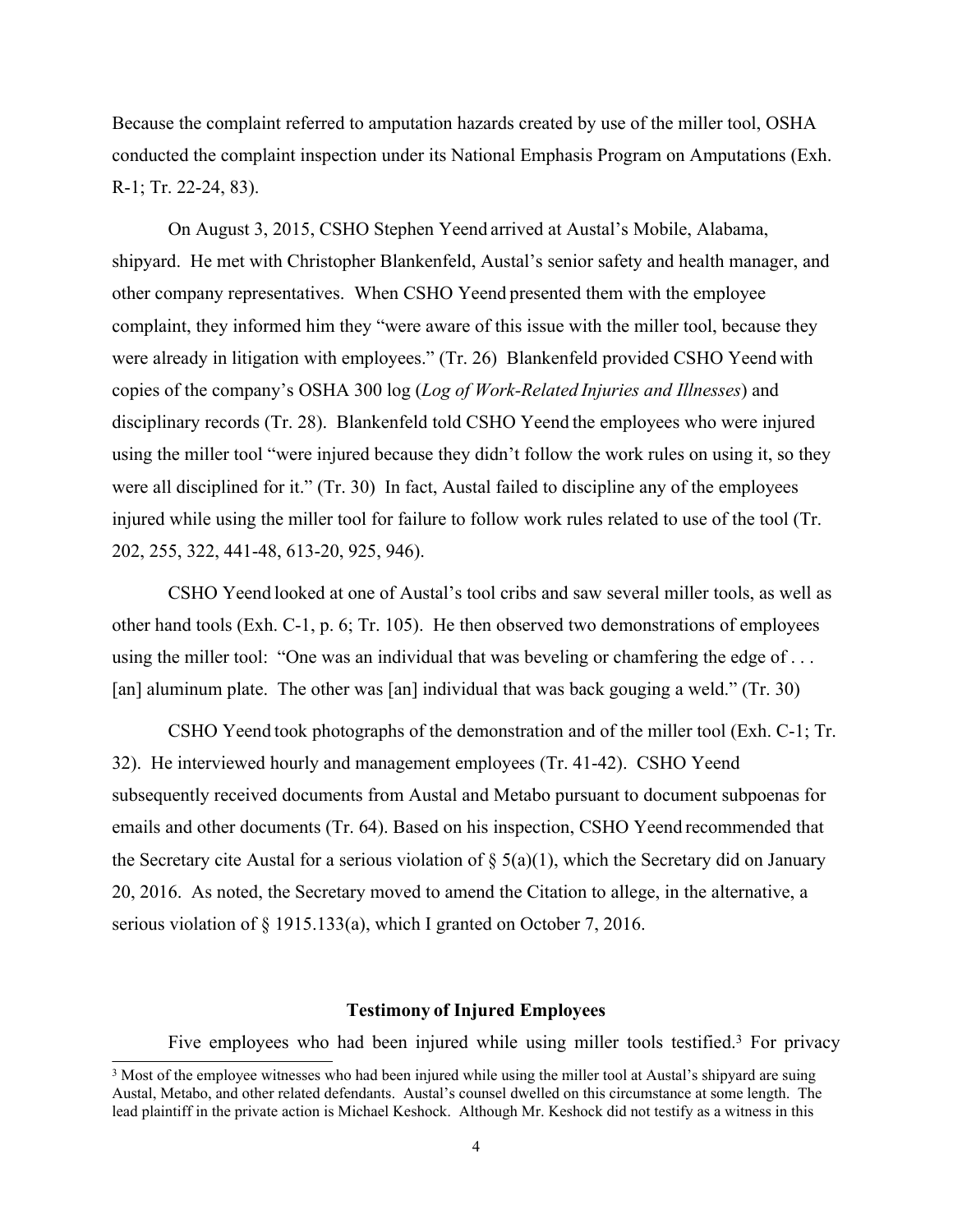Because the complaint referred to amputation hazards created by use of the miller tool, OSHA conducted the complaint inspection under its National Emphasis Program on Amputations (Exh. R-1; Tr. 22-24, 83).

On August 3, 2015, CSHO Stephen Yeend arrived at Austal's Mobile, Alabama, shipyard. He met with Christopher Blankenfeld, Austal's senior safety and health manager, and other company representatives. When CSHO Yeend presented them with the employee complaint, they informed him they "were aware of this issue with the miller tool, because they were already in litigation with employees." (Tr. 26) Blankenfeld provided CSHO Yeend with copies of the company's OSHA 300 log (*Log of Work-Related Injuries and Illnesses*) and disciplinary records (Tr. 28). Blankenfeld told CSHO Yeend the employees who were injured using the miller tool "were injured because they didn't follow the work rules on using it, so they were all disciplined for it." (Tr. 30) In fact, Austal failed to discipline any of the employees injured while using the miller tool for failure to follow work rules related to use of the tool (Tr. 202, 255, 322, 441-48, 613-20, 925, 946).

CSHO Yeend looked at one of Austal's tool cribs and saw several miller tools, as well as other hand tools (Exh. C-1, p. 6; Tr. 105). He then observed two demonstrations of employees using the miller tool: "One was an individual that was beveling or chamfering the edge of . . . [an] aluminum plate. The other was [an] individual that was back gouging a weld." (Tr. 30)

CSHO Yeend took photographs of the demonstration and of the miller tool (Exh. C-1; Tr. 32). He interviewed hourly and management employees (Tr. 41-42). CSHO Yeend subsequently received documents from Austal and Metabo pursuant to document subpoenas for emails and other documents (Tr. 64). Based on his inspection, CSHO Yeend recommended that the Secretary cite Austal for a serious violation of § 5(a)(1), which the Secretary did on January 20, 2016. As noted, the Secretary moved to amend the Citation to allege, in the alternative, a serious violation of § 1915.133(a), which I granted on October 7, 2016.

### Testimony of Injured Employees

Five employees who had been injured while using miller tools testified.[3] For privacy

[3] Most of the employee witnesses who had been injured while using the miller tool at Austal's shipyard are suing Austal, Metabo, and other related defendants. Austal's counsel dwelled on this circumstance at some length. The lead plaintiff in the private action is Michael Keshock. Although Mr. Keshock did not testify as a witness in this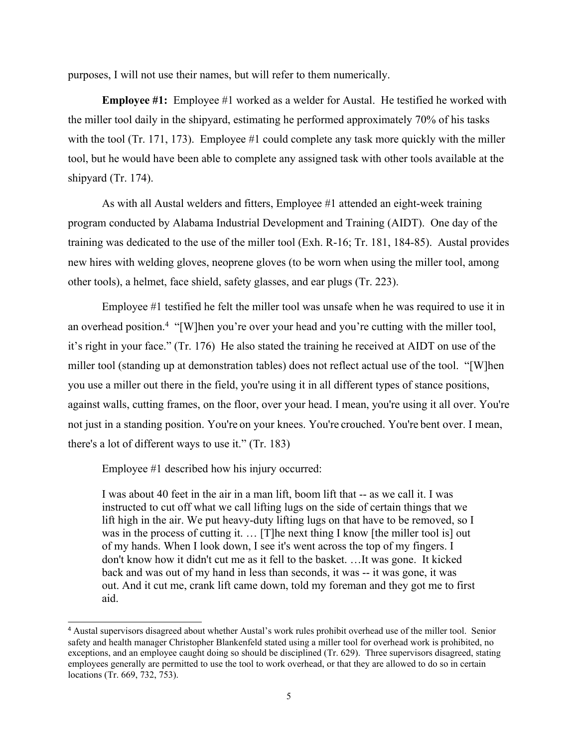purposes, I will not use their names, but will refer to them numerically.

**Employee #1:** Employee #1 worked as a welder for Austal. He testified he worked with the miller tool daily in the shipyard, estimating he performed approximately 70% of his tasks with the tool (Tr. 171, 173). Employee #1 could complete any task more quickly with the miller tool, but he would have been able to complete any assigned task with other tools available at the shipyard (Tr. 174).

As with all Austal welders and fitters, Employee #1 attended an eight-week training program conducted by Alabama Industrial Development and Training (AIDT). One day of the training was dedicated to the use of the miller tool (Exh. R-16; Tr. 181, 184-85). Austal provides new hires with welding gloves, neoprene gloves (to be worn when using the miller tool, among other tools), a helmet, face shield, safety glasses, and ear plugs (Tr. 223).

Employee #1 testified he felt the miller tool was unsafe when he was required to use it in an overhead position.[4] "[W]hen you're over your head and you're cutting with the miller tool, it's right in your face." (Tr. 176) He also stated the training he received at AIDT on use of the miller tool (standing up at demonstration tables) does not reflect actual use of the tool. "[W]hen you use a miller out there in the field, you're using it in all different types of stance positions, against walls, cutting frames, on the floor, over your head. I mean, you're using it all over. You're not just in a standing position. You're on your knees. You're crouched. You're bent over. I mean, there's a lot of different ways to use it." (Tr. 183)

Employee #1 described how his injury occurred:

> I was about 40 feet in the air in a man lift, boom lift that -- as we call it. I was instructed to cut off what we call lifting lugs on the side of certain things that we lift high in the air. We put heavy-duty lifting lugs on that have to be removed, so I was in the process of cutting it. … [T]he next thing I know [the miller tool is] out of my hands. When I look down, I see it's went across the top of my fingers. I don't know how it didn't cut me as it fell to the basket. …It was gone. It kicked back and was out of my hand in less than seconds, it was -- it was gone, it was out. And it cut me, crank lift came down, told my foreman and they got me to first aid.

---

[4] Austal supervisors disagreed about whether Austal's work rules prohibit overhead use of the miller tool. Senior safety and health manager Christopher Blankenfeld stated using a miller tool for overhead work is prohibited, no exceptions, and an employee caught doing so should be disciplined (Tr. 629). Three supervisors disagreed, stating employees generally are permitted to use the tool to work overhead, or that they are allowed to do so in certain locations (Tr. 669, 732, 753).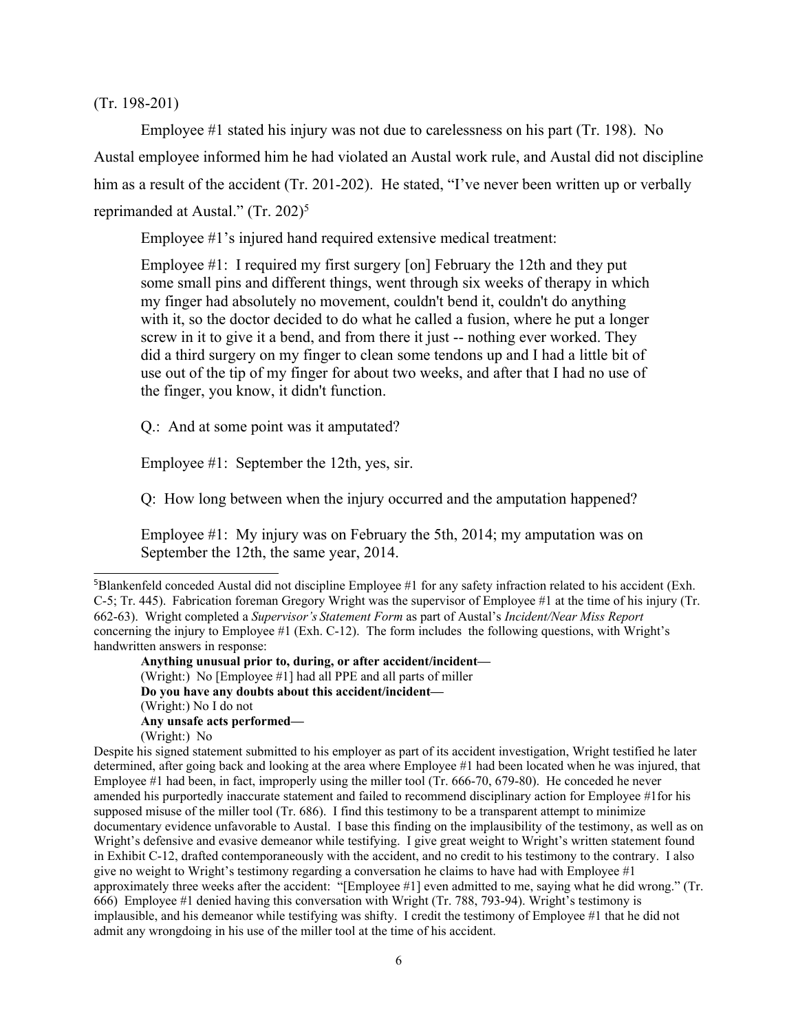(Tr. 198-201)

Employee #1 stated his injury was not due to carelessness on his part (Tr. 198). No Austal employee informed him he had violated an Austal work rule, and Austal did not discipline him as a result of the accident (Tr. 201-202). He stated, "I've never been written up or verbally reprimanded at Austal." (Tr. 202)[5]

Employee #1's injured hand required extensive medical treatment:

> Employee #1: I required my first surgery [on] February the 12th and they put some small pins and different things, went through six weeks of therapy in which my finger had absolutely no movement, couldn't bend it, couldn't do anything with it, so the doctor decided to do what he called a fusion, where he put a longer screw in it to give it a bend, and from there it just -- nothing ever worked. They did a third surgery on my finger to clean some tendons up and I had a little bit of use out of the tip of my finger for about two weeks, and after that I had no use of the finger, you know, it didn't function.
>
> Q.: And at some point was it amputated?
>
> Employee #1: September the 12th, yes, sir.
>
> Q: How long between when the injury occurred and the amputation happened?
>
> Employee #1: My injury was on February the 5th, 2014; my amputation was on September the 12th, the same year, 2014.

---

[5]Blankenfeld conceded Austal did not discipline Employee #1 for any safety infraction related to his accident (Exh. C-5; Tr. 445). Fabrication foreman Gregory Wright was the supervisor of Employee #1 at the time of his injury (Tr. 662-63). Wright completed a *Supervisor's Statement Form* as part of Austal's *Incident/Near Miss Report* concerning the injury to Employee #1 (Exh. C-12). The form includes the following questions, with Wright's handwritten answers in response:

> **Anything unusual prior to, during, or after accident/incident—**
> (Wright:) No [Employee #1] had all PPE and all parts of miller
> **Do you have any doubts about this accident/incident—**
> (Wright:) No I do not
> **Any unsafe acts performed—**
> (Wright:) No

Despite his signed statement submitted to his employer as part of its accident investigation, Wright testified he later determined, after going back and looking at the area where Employee #1 had been located when he was injured, that Employee #1 had been, in fact, improperly using the miller tool (Tr. 666-70, 679-80). He conceded he never amended his purportedly inaccurate statement and failed to recommend disciplinary action for Employee #1for his supposed misuse of the miller tool (Tr. 686). I find this testimony to be a transparent attempt to minimize documentary evidence unfavorable to Austal. I base this finding on the implausibility of the testimony, as well as on Wright's defensive and evasive demeanor while testifying. I give great weight to Wright's written statement found in Exhibit C-12, drafted contemporaneously with the accident, and no credit to his testimony to the contrary. I also give no weight to Wright's testimony regarding a conversation he claims to have had with Employee #1 approximately three weeks after the accident: "[Employee #1] even admitted to me, saying what he did wrong." (Tr. 666) Employee #1 denied having this conversation with Wright (Tr. 788, 793-94). Wright's testimony is implausible, and his demeanor while testifying was shifty. I credit the testimony of Employee #1 that he did not admit any wrongdoing in his use of the miller tool at the time of his accident.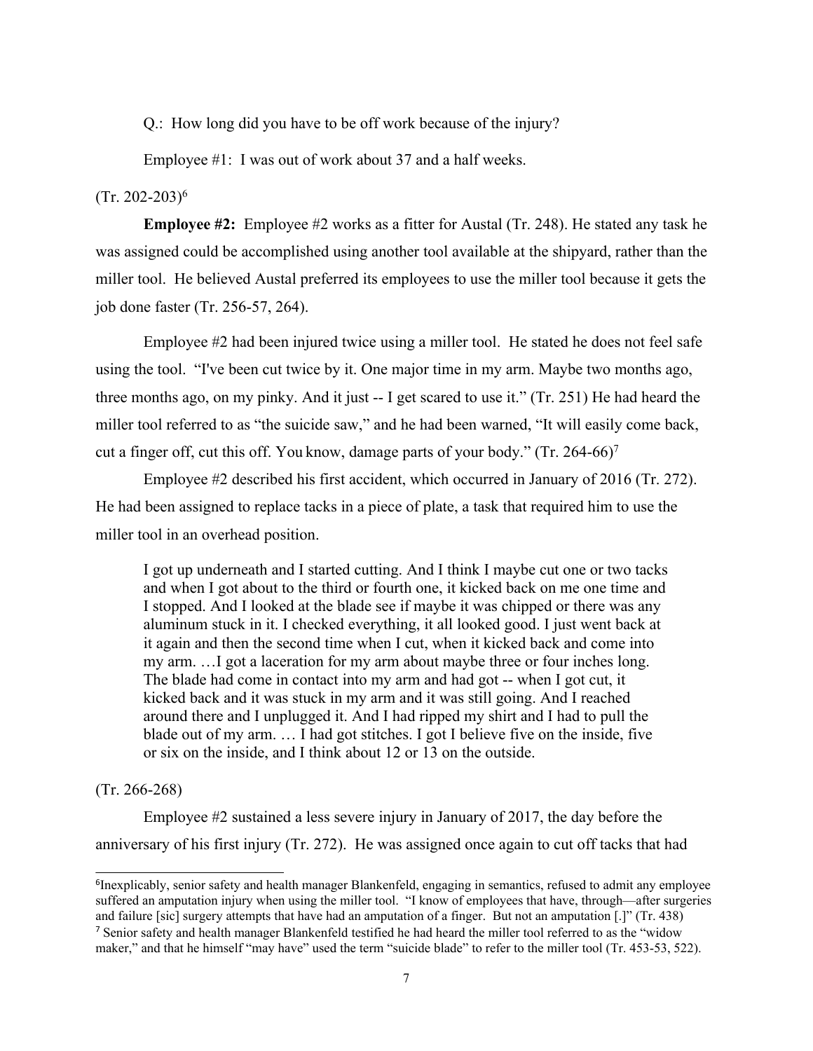Q.: How long did you have to be off work because of the injury?

Employee #1: I was out of work about 37 and a half weeks.

(Tr. 202-203)[6]

**Employee #2:** Employee #2 works as a fitter for Austal (Tr. 248). He stated any task he was assigned could be accomplished using another tool available at the shipyard, rather than the miller tool. He believed Austal preferred its employees to use the miller tool because it gets the job done faster (Tr. 256-57, 264).

Employee #2 had been injured twice using a miller tool. He stated he does not feel safe using the tool. "I've been cut twice by it. One major time in my arm. Maybe two months ago, three months ago, on my pinky. And it just -- I get scared to use it." (Tr. 251) He had heard the miller tool referred to as "the suicide saw," and he had been warned, "It will easily come back, cut a finger off, cut this off. You know, damage parts of your body." (Tr. 264-66)[7]

Employee #2 described his first accident, which occurred in January of 2016 (Tr. 272). He had been assigned to replace tacks in a piece of plate, a task that required him to use the miller tool in an overhead position.

> I got up underneath and I started cutting. And I think I maybe cut one or two tacks and when I got about to the third or fourth one, it kicked back on me one time and I stopped. And I looked at the blade see if maybe it was chipped or there was any aluminum stuck in it. I checked everything, it all looked good. I just went back at it again and then the second time when I cut, when it kicked back and come into my arm. …I got a laceration for my arm about maybe three or four inches long. The blade had come in contact into my arm and had got -- when I got cut, it kicked back and it was stuck in my arm and it was still going. And I reached around there and I unplugged it. And I had ripped my shirt and I had to pull the blade out of my arm. … I had got stitches. I got I believe five on the inside, five or six on the inside, and I think about 12 or 13 on the outside.

(Tr. 266-268)

Employee #2 sustained a less severe injury in January of 2017, the day before the anniversary of his first injury (Tr. 272). He was assigned once again to cut off tacks that had

---

[6]Inexplicably, senior safety and health manager Blankenfeld, engaging in semantics, refused to admit any employee suffered an amputation injury when using the miller tool. "I know of employees that have, through—after surgeries and failure [sic] surgery attempts that have had an amputation of a finger. But not an amputation [.]" (Tr. 438)

[7] Senior safety and health manager Blankenfeld testified he had heard the miller tool referred to as the "widow maker," and that he himself "may have" used the term "suicide blade" to refer to the miller tool (Tr. 453-53, 522).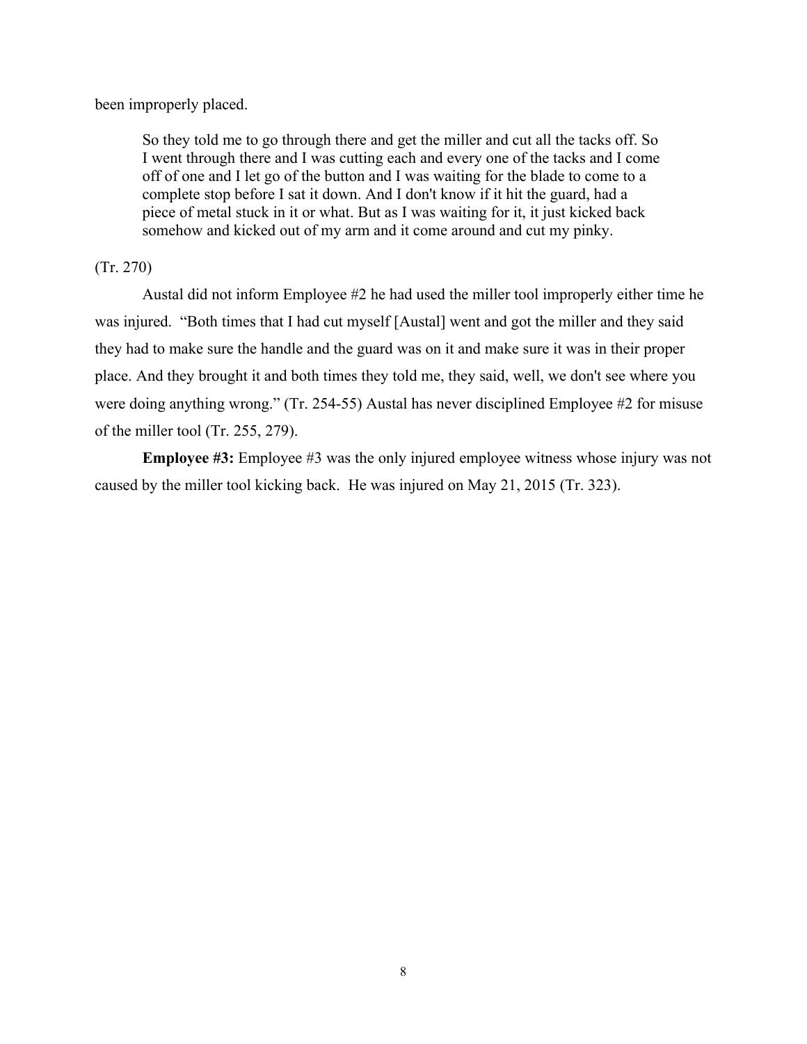been improperly placed.

> So they told me to go through there and get the miller and cut all the tacks off. So I went through there and I was cutting each and every one of the tacks and I come off of one and I let go of the button and I was waiting for the blade to come to a complete stop before I sat it down. And I don't know if it hit the guard, had a piece of metal stuck in it or what. But as I was waiting for it, it just kicked back somehow and kicked out of my arm and it come around and cut my pinky.

(Tr. 270)

Austal did not inform Employee #2 he had used the miller tool improperly either time he was injured. "Both times that I had cut myself [Austal] went and got the miller and they said they had to make sure the handle and the guard was on it and make sure it was in their proper place. And they brought it and both times they told me, they said, well, we don't see where you were doing anything wrong." (Tr. 254-55) Austal has never disciplined Employee #2 for misuse of the miller tool (Tr. 255, 279).

**Employee #3:** Employee #3 was the only injured employee witness whose injury was not caused by the miller tool kicking back. He was injured on May 21, 2015 (Tr. 323).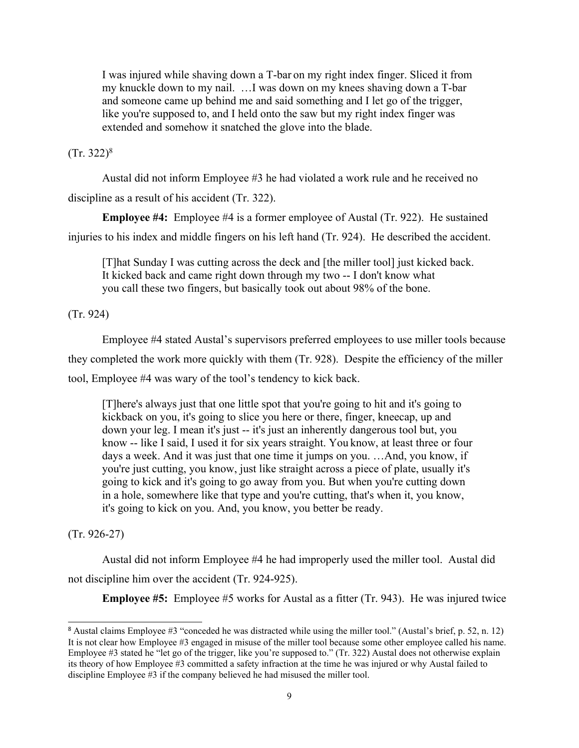> I was injured while shaving down a T-bar on my right index finger. Sliced it from my knuckle down to my nail. …I was down on my knees shaving down a T-bar and someone came up behind me and said something and I let go of the trigger, like you're supposed to, and I held onto the saw but my right index finger was extended and somehow it snatched the glove into the blade.

(Tr. 322)[8]

Austal did not inform Employee #3 he had violated a work rule and he received no discipline as a result of his accident (Tr. 322).

**Employee #4:** Employee #4 is a former employee of Austal (Tr. 922). He sustained injuries to his index and middle fingers on his left hand (Tr. 924). He described the accident.

> [T]hat Sunday I was cutting across the deck and [the miller tool] just kicked back. It kicked back and came right down through my two -- I don't know what you call these two fingers, but basically took out about 98% of the bone.

(Tr. 924)

Employee #4 stated Austal's supervisors preferred employees to use miller tools because they completed the work more quickly with them (Tr. 928). Despite the efficiency of the miller tool, Employee #4 was wary of the tool's tendency to kick back.

> [T]here's always just that one little spot that you're going to hit and it's going to kickback on you, it's going to slice you here or there, finger, kneecap, up and down your leg. I mean it's just -- it's just an inherently dangerous tool but, you know -- like I said, I used it for six years straight. You know, at least three or four days a week. And it was just that one time it jumps on you. …And, you know, if you're just cutting, you know, just like straight across a piece of plate, usually it's going to kick and it's going to go away from you. But when you're cutting down in a hole, somewhere like that type and you're cutting, that's when it, you know, it's going to kick on you. And, you know, you better be ready.

(Tr. 926-27)

Austal did not inform Employee #4 he had improperly used the miller tool. Austal did not discipline him over the accident (Tr. 924-925).

**Employee #5:** Employee #5 works for Austal as a fitter (Tr. 943). He was injured twice

---

[8] Austal claims Employee #3 "conceded he was distracted while using the miller tool." (Austal's brief, p. 52, n. 12) It is not clear how Employee #3 engaged in misuse of the miller tool because some other employee called his name. Employee #3 stated he "let go of the trigger, like you're supposed to." (Tr. 322) Austal does not otherwise explain its theory of how Employee #3 committed a safety infraction at the time he was injured or why Austal failed to discipline Employee #3 if the company believed he had misused the miller tool.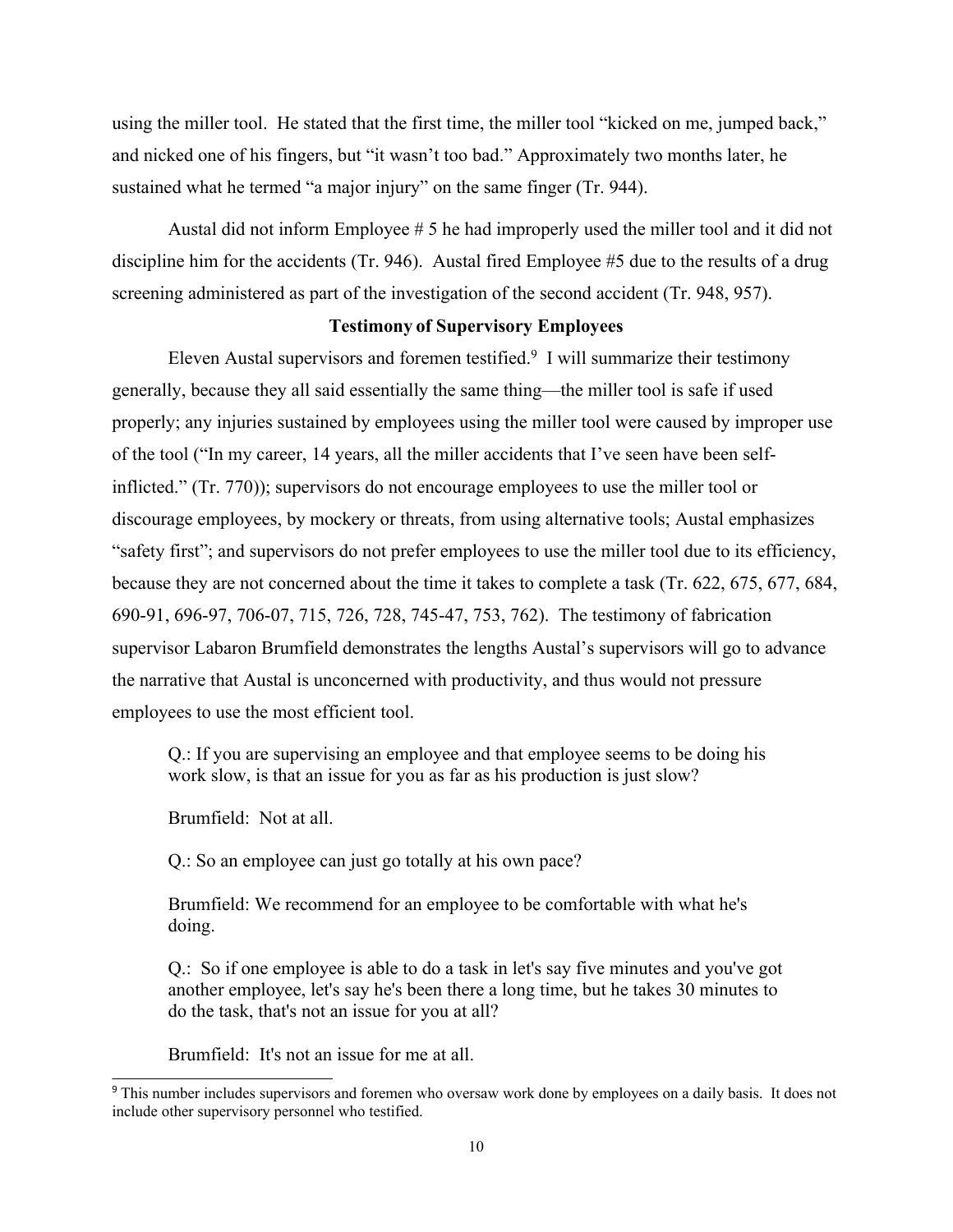using the miller tool. He stated that the first time, the miller tool "kicked on me, jumped back," and nicked one of his fingers, but "it wasn't too bad." Approximately two months later, he sustained what he termed "a major injury" on the same finger (Tr. 944).

Austal did not inform Employee # 5 he had improperly used the miller tool and it did not discipline him for the accidents (Tr. 946). Austal fired Employee #5 due to the results of a drug screening administered as part of the investigation of the second accident (Tr. 948, 957).

### Testimony of Supervisory Employees

Eleven Austal supervisors and foremen testified.[9] I will summarize their testimony generally, because they all said essentially the same thing—the miller tool is safe if used properly; any injuries sustained by employees using the miller tool were caused by improper use of the tool ("In my career, 14 years, all the miller accidents that I've seen have been self-inflicted." (Tr. 770)); supervisors do not encourage employees to use the miller tool or discourage employees, by mockery or threats, from using alternative tools; Austal emphasizes "safety first"; and supervisors do not prefer employees to use the miller tool due to its efficiency, because they are not concerned about the time it takes to complete a task (Tr. 622, 675, 677, 684, 690-91, 696-97, 706-07, 715, 726, 728, 745-47, 753, 762). The testimony of fabrication supervisor Labaron Brumfield demonstrates the lengths Austal's supervisors will go to advance the narrative that Austal is unconcerned with productivity, and thus would not pressure employees to use the most efficient tool.

> Q.: If you are supervising an employee and that employee seems to be doing his work slow, is that an issue for you as far as his production is just slow?
>
> Brumfield: Not at all.
>
> Q.: So an employee can just go totally at his own pace?
>
> Brumfield: We recommend for an employee to be comfortable with what he's doing.
>
> Q.: So if one employee is able to do a task in let's say five minutes and you've got another employee, let's say he's been there a long time, but he takes 30 minutes to do the task, that's not an issue for you at all?
>
> Brumfield: It's not an issue for me at all.

[9] This number includes supervisors and foremen who oversaw work done by employees on a daily basis. It does not include other supervisory personnel who testified.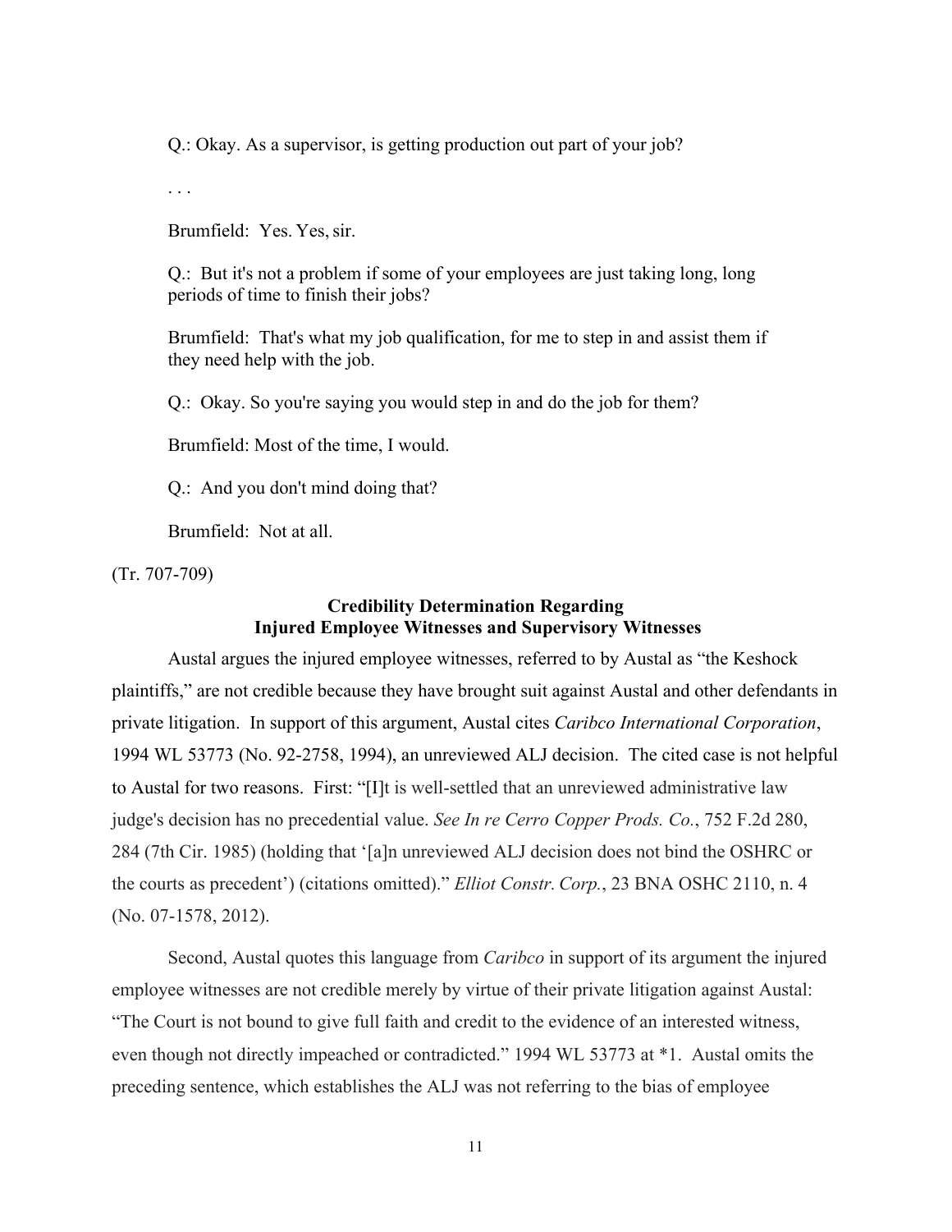Q.: Okay. As a supervisor, is getting production out part of your job?

. . .

Brumfield: Yes. Yes, sir.

Q.: But it's not a problem if some of your employees are just taking long, long periods of time to finish their jobs?

Brumfield: That's what my job qualification, for me to step in and assist them if they need help with the job.

Q.: Okay. So you're saying you would step in and do the job for them?

Brumfield: Most of the time, I would.

Q.: And you don't mind doing that?

Brumfield: Not at all.

(Tr. 707-709)

## Credibility Determination Regarding Injured Employee Witnesses and Supervisory Witnesses

Austal argues the injured employee witnesses, referred to by Austal as "the Keshock plaintiffs," are not credible because they have brought suit against Austal and other defendants in private litigation. In support of this argument, Austal cites *Caribco International Corporation*, 1994 WL 53773 (No. 92-2758, 1994), an unreviewed ALJ decision. The cited case is not helpful to Austal for two reasons. First: "[I]t is well-settled that an unreviewed administrative law judge's decision has no precedential value. *See In re Cerro Copper Prods. Co.*, 752 F.2d 280, 284 (7th Cir. 1985) (holding that '[a]n unreviewed ALJ decision does not bind the OSHRC or the courts as precedent') (citations omitted)." *Elliot Constr. Corp.*, 23 BNA OSHC 2110, n. 4 (No. 07-1578, 2012).

Second, Austal quotes this language from *Caribco* in support of its argument the injured employee witnesses are not credible merely by virtue of their private litigation against Austal: "The Court is not bound to give full faith and credit to the evidence of an interested witness, even though not directly impeached or contradicted." 1994 WL 53773 at *1. Austal omits the preceding sentence, which establishes the ALJ was not referring to the bias of employee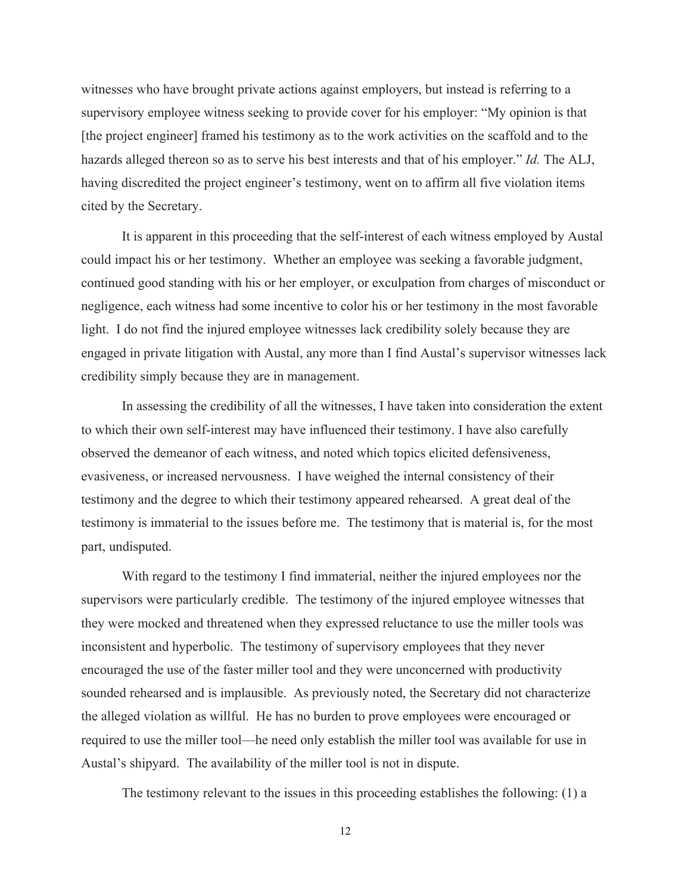witnesses who have brought private actions against employers, but instead is referring to a supervisory employee witness seeking to provide cover for his employer: "My opinion is that [the project engineer] framed his testimony as to the work activities on the scaffold and to the hazards alleged thereon so as to serve his best interests and that of his employer." *Id.* The ALJ, having discredited the project engineer's testimony, went on to affirm all five violation items cited by the Secretary.

It is apparent in this proceeding that the self-interest of each witness employed by Austal could impact his or her testimony. Whether an employee was seeking a favorable judgment, continued good standing with his or her employer, or exculpation from charges of misconduct or negligence, each witness had some incentive to color his or her testimony in the most favorable light. I do not find the injured employee witnesses lack credibility solely because they are engaged in private litigation with Austal, any more than I find Austal's supervisor witnesses lack credibility simply because they are in management.

In assessing the credibility of all the witnesses, I have taken into consideration the extent to which their own self-interest may have influenced their testimony. I have also carefully observed the demeanor of each witness, and noted which topics elicited defensiveness, evasiveness, or increased nervousness. I have weighed the internal consistency of their testimony and the degree to which their testimony appeared rehearsed. A great deal of the testimony is immaterial to the issues before me. The testimony that is material is, for the most part, undisputed.

With regard to the testimony I find immaterial, neither the injured employees nor the supervisors were particularly credible. The testimony of the injured employee witnesses that they were mocked and threatened when they expressed reluctance to use the miller tools was inconsistent and hyperbolic. The testimony of supervisory employees that they never encouraged the use of the faster miller tool and they were unconcerned with productivity sounded rehearsed and is implausible. As previously noted, the Secretary did not characterize the alleged violation as willful. He has no burden to prove employees were encouraged or required to use the miller tool—he need only establish the miller tool was available for use in Austal's shipyard. The availability of the miller tool is not in dispute.

The testimony relevant to the issues in this proceeding establishes the following: (1) a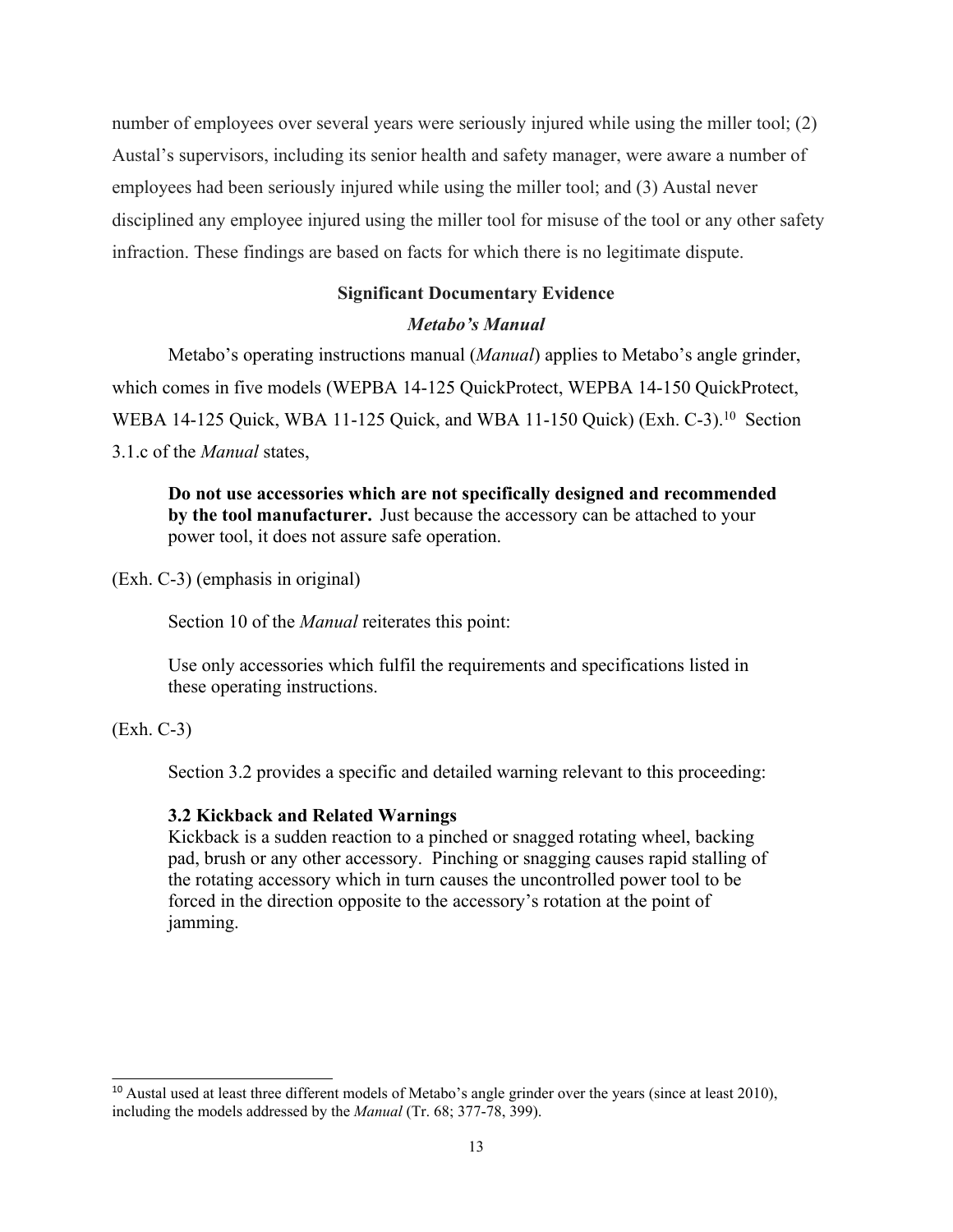number of employees over several years were seriously injured while using the miller tool; (2) Austal's supervisors, including its senior health and safety manager, were aware a number of employees had been seriously injured while using the miller tool; and (3) Austal never disciplined any employee injured using the miller tool for misuse of the tool or any other safety infraction. These findings are based on facts for which there is no legitimate dispute.

**Significant Documentary Evidence**

***Metabo's Manual***

Metabo's operating instructions manual (*Manual*) applies to Metabo's angle grinder, which comes in five models (WEPBA 14-125 QuickProtect, WEPBA 14-150 QuickProtect, WEBA 14-125 Quick, WBA 11-125 Quick, and WBA 11-150 Quick) (Exh. C-3).[10] Section 3.1.c of the *Manual* states,

> **Do not use accessories which are not specifically designed and recommended by the tool manufacturer.** Just because the accessory can be attached to your power tool, it does not assure safe operation.

(Exh. C-3) (emphasis in original)

Section 10 of the *Manual* reiterates this point:

> Use only accessories which fulfil the requirements and specifications listed in these operating instructions.

(Exh. C-3)

Section 3.2 provides a specific and detailed warning relevant to this proceeding:

> **3.2 Kickback and Related Warnings**
> Kickback is a sudden reaction to a pinched or snagged rotating wheel, backing pad, brush or any other accessory. Pinching or snagging causes rapid stalling of the rotating accessory which in turn causes the uncontrolled power tool to be forced in the direction opposite to the accessory's rotation at the point of jamming.

[10] Austal used at least three different models of Metabo's angle grinder over the years (since at least 2010), including the models addressed by the *Manual* (Tr. 68; 377-78, 399).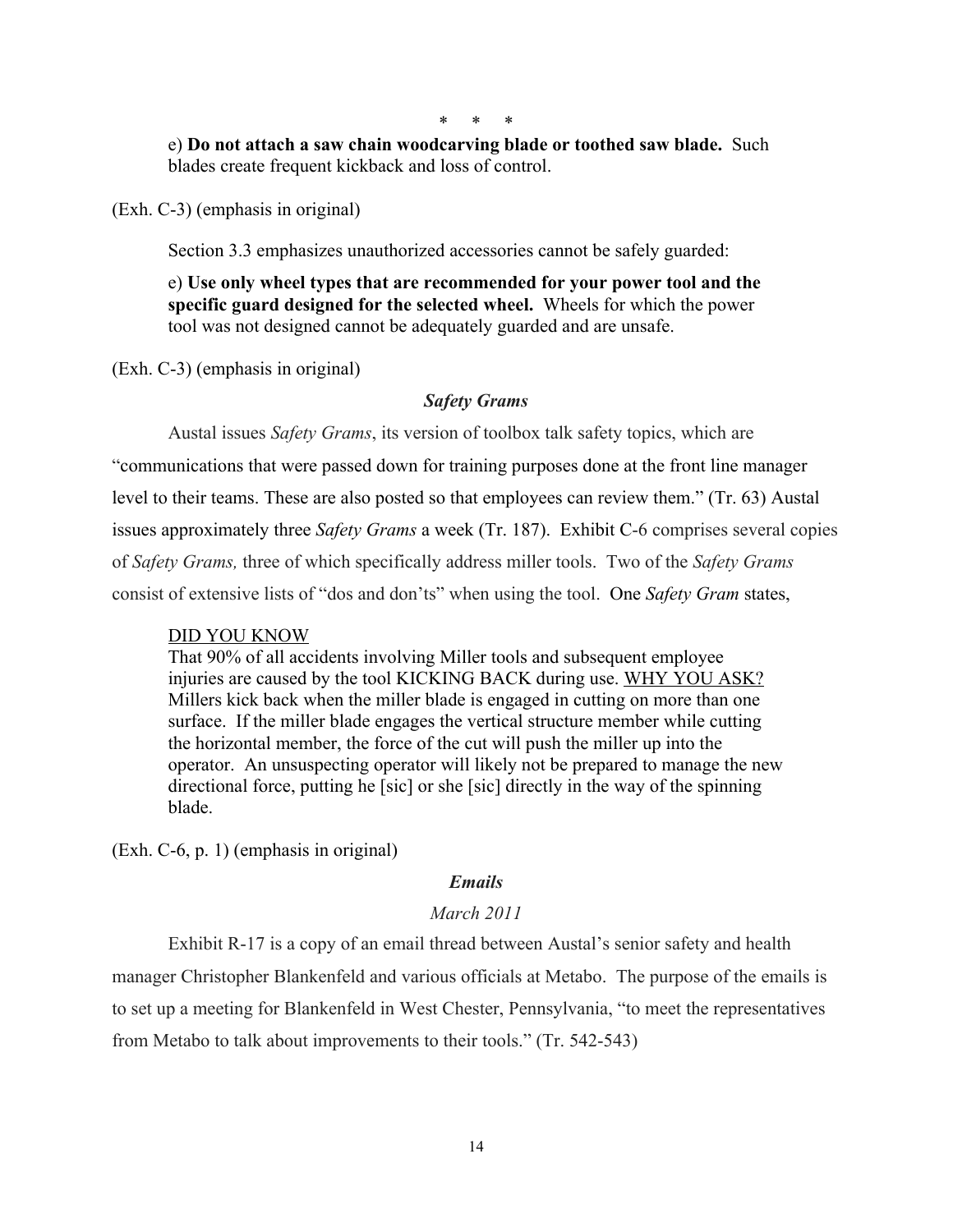\*  \*  \*

> e) **Do not attach a saw chain woodcarving blade or toothed saw blade.** Such blades create frequent kickback and loss of control.

(Exh. C-3) (emphasis in original)

Section 3.3 emphasizes unauthorized accessories cannot be safely guarded:

> e) **Use only wheel types that are recommended for your power tool and the specific guard designed for the selected wheel.** Wheels for which the power tool was not designed cannot be adequately guarded and are unsafe.

(Exh. C-3) (emphasis in original)

***Safety Grams***

Austal issues *Safety Grams*, its version of toolbox talk safety topics, which are "communications that were passed down for training purposes done at the front line manager level to their teams. These are also posted so that employees can review them." (Tr. 63) Austal issues approximately three *Safety Grams* a week (Tr. 187). Exhibit C-6 comprises several copies of *Safety Grams,* three of which specifically address miller tools. Two of the *Safety Grams* consist of extensive lists of "dos and don'ts" when using the tool. One *Safety Gram* states,

> <u>DID YOU KNOW</u>
> That 90% of all accidents involving Miller tools and subsequent employee injuries are caused by the tool KICKING BACK during use. <u>WHY YOU ASK?</u> Millers kick back when the miller blade is engaged in cutting on more than one surface. If the miller blade engages the vertical structure member while cutting the horizontal member, the force of the cut will push the miller up into the operator. An unsuspecting operator will likely not be prepared to manage the new directional force, putting he [sic] or she [sic] directly in the way of the spinning blade.

(Exh. C-6, p. 1) (emphasis in original)

***Emails***

*March 2011*

Exhibit R-17 is a copy of an email thread between Austal's senior safety and health manager Christopher Blankenfeld and various officials at Metabo. The purpose of the emails is to set up a meeting for Blankenfeld in West Chester, Pennsylvania, "to meet the representatives from Metabo to talk about improvements to their tools." (Tr. 542-543)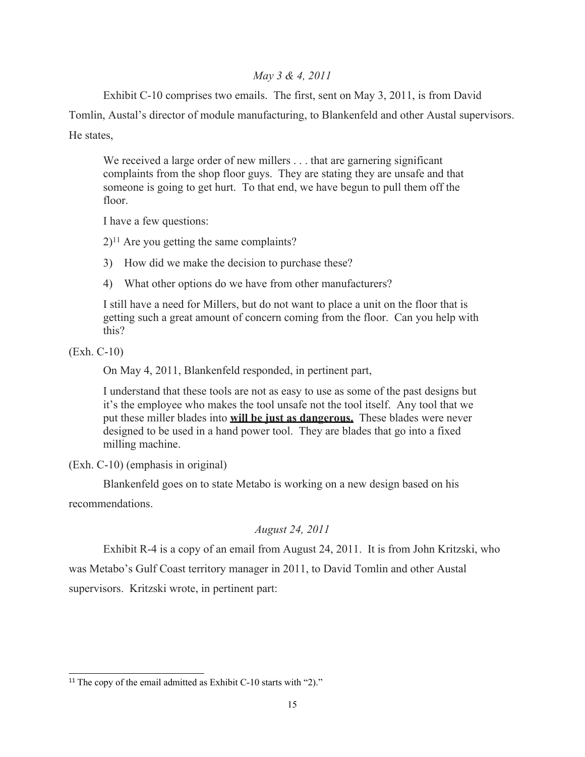*May 3 & 4, 2011*

Exhibit C-10 comprises two emails. The first, sent on May 3, 2011, is from David Tomlin, Austal's director of module manufacturing, to Blankenfeld and other Austal supervisors. He states,

> We received a large order of new millers . . . that are garnering significant complaints from the shop floor guys. They are stating they are unsafe and that someone is going to get hurt. To that end, we have begun to pull them off the floor.
>
> I have a few questions:
>
> 2)[11] Are you getting the same complaints?
>
> 3) How did we make the decision to purchase these?
>
> 4) What other options do we have from other manufacturers?
>
> I still have a need for Millers, but do not want to place a unit on the floor that is getting such a great amount of concern coming from the floor. Can you help with this?

(Exh. C-10)

On May 4, 2011, Blankenfeld responded, in pertinent part,

> I understand that these tools are not as easy to use as some of the past designs but it's the employee who makes the tool unsafe not the tool itself. Any tool that we put these miller blades into <u>**will be just as dangerous.**</u> These blades were never designed to be used in a hand power tool. They are blades that go into a fixed milling machine.

(Exh. C-10) (emphasis in original)

Blankenfeld goes on to state Metabo is working on a new design based on his recommendations.

*August 24, 2011*

Exhibit R-4 is a copy of an email from August 24, 2011. It is from John Kritzski, who was Metabo's Gulf Coast territory manager in 2011, to David Tomlin and other Austal supervisors. Kritzski wrote, in pertinent part:

---

[11] The copy of the email admitted as Exhibit C-10 starts with "2)."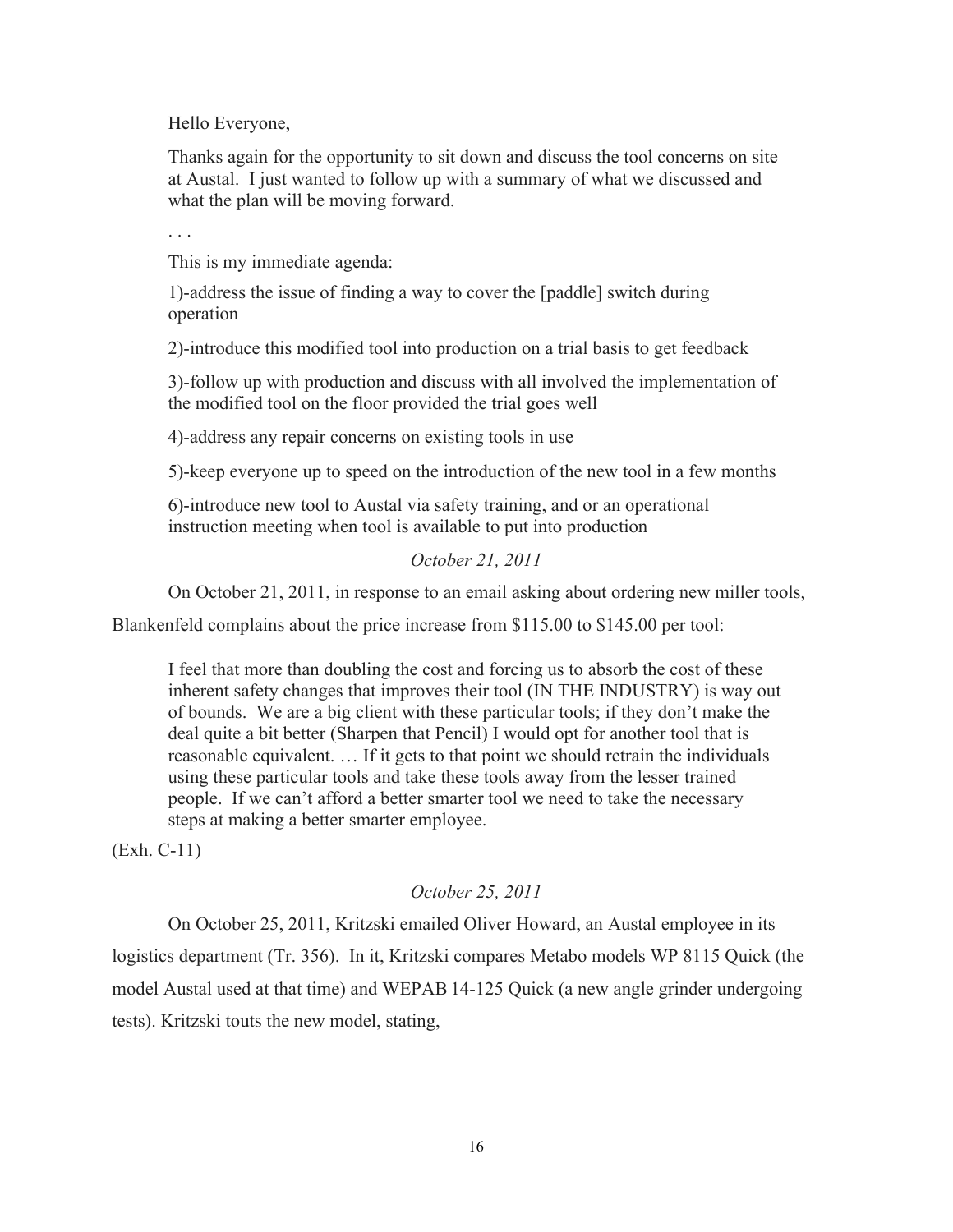> Hello Everyone,
>
> Thanks again for the opportunity to sit down and discuss the tool concerns on site at Austal. I just wanted to follow up with a summary of what we discussed and what the plan will be moving forward.
>
> . . .
>
> This is my immediate agenda:
>
> 1)-address the issue of finding a way to cover the [paddle] switch during operation
>
> 2)-introduce this modified tool into production on a trial basis to get feedback
>
> 3)-follow up with production and discuss with all involved the implementation of the modified tool on the floor provided the trial goes well
>
> 4)-address any repair concerns on existing tools in use
>
> 5)-keep everyone up to speed on the introduction of the new tool in a few months
>
> 6)-introduce new tool to Austal via safety training, and or an operational instruction meeting when tool is available to put into production

*October 21, 2011*

On October 21, 2011, in response to an email asking about ordering new miller tools, Blankenfeld complains about the price increase from $115.00 to $145.00 per tool:

> I feel that more than doubling the cost and forcing us to absorb the cost of these inherent safety changes that improves their tool (IN THE INDUSTRY) is way out of bounds. We are a big client with these particular tools; if they don't make the deal quite a bit better (Sharpen that Pencil) I would opt for another tool that is reasonable equivalent. … If it gets to that point we should retrain the individuals using these particular tools and take these tools away from the lesser trained people. If we can't afford a better smarter tool we need to take the necessary steps at making a better smarter employee.

(Exh. C-11)

*October 25, 2011*

On October 25, 2011, Kritzski emailed Oliver Howard, an Austal employee in its logistics department (Tr. 356). In it, Kritzski compares Metabo models WP 8115 Quick (the model Austal used at that time) and WEPAB 14-125 Quick (a new angle grinder undergoing tests). Kritzski touts the new model, stating,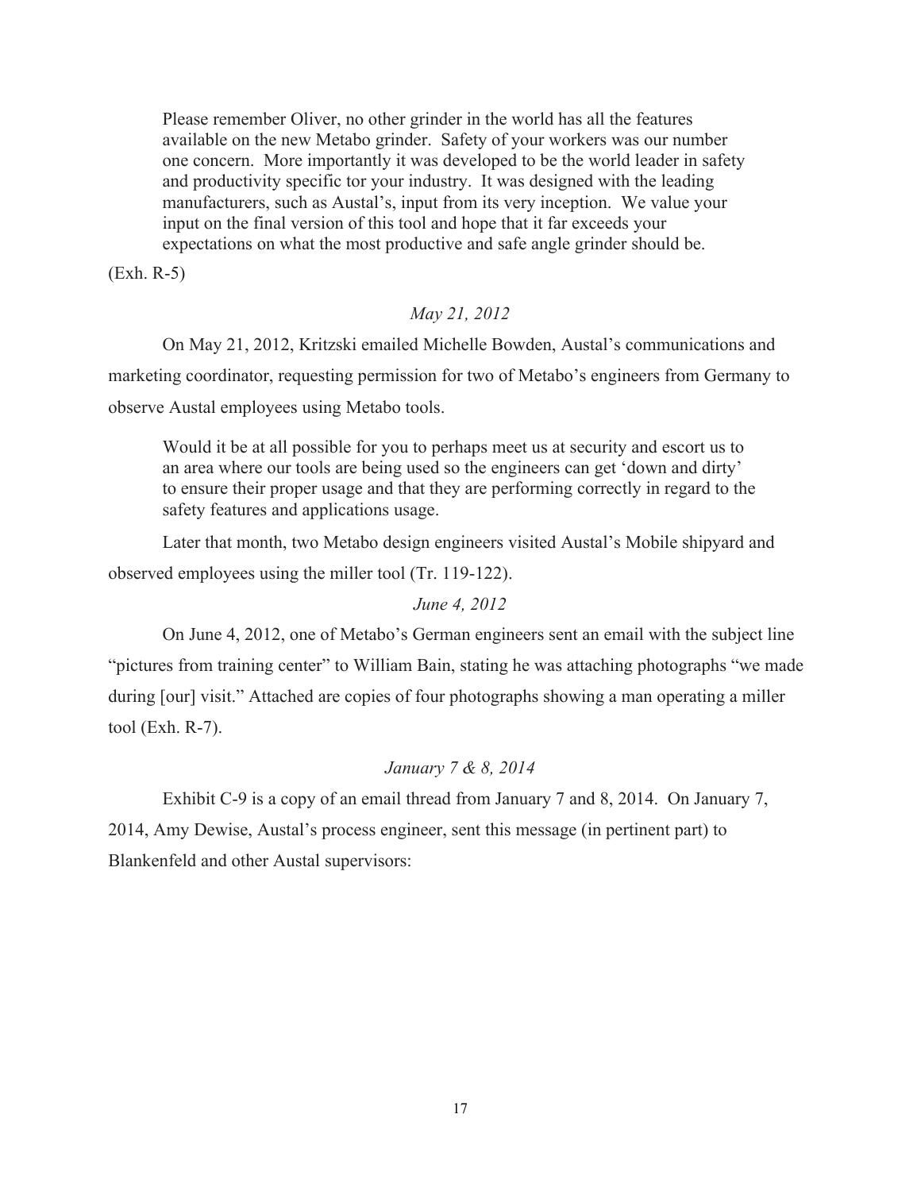> Please remember Oliver, no other grinder in the world has all the features available on the new Metabo grinder. Safety of your workers was our number one concern. More importantly it was developed to be the world leader in safety and productivity specific tor your industry. It was designed with the leading manufacturers, such as Austal's, input from its very inception. We value your input on the final version of this tool and hope that it far exceeds your expectations on what the most productive and safe angle grinder should be.

(Exh. R-5)

*May 21, 2012*

On May 21, 2012, Kritzski emailed Michelle Bowden, Austal's communications and marketing coordinator, requesting permission for two of Metabo's engineers from Germany to observe Austal employees using Metabo tools.

> Would it be at all possible for you to perhaps meet us at security and escort us to an area where our tools are being used so the engineers can get 'down and dirty' to ensure their proper usage and that they are performing correctly in regard to the safety features and applications usage.

Later that month, two Metabo design engineers visited Austal's Mobile shipyard and observed employees using the miller tool (Tr. 119-122).

*June 4, 2012*

On June 4, 2012, one of Metabo's German engineers sent an email with the subject line "pictures from training center" to William Bain, stating he was attaching photographs "we made during [our] visit." Attached are copies of four photographs showing a man operating a miller tool (Exh. R-7).

*January 7 & 8, 2014*

Exhibit C-9 is a copy of an email thread from January 7 and 8, 2014. On January 7, 2014, Amy Dewise, Austal's process engineer, sent this message (in pertinent part) to Blankenfeld and other Austal supervisors: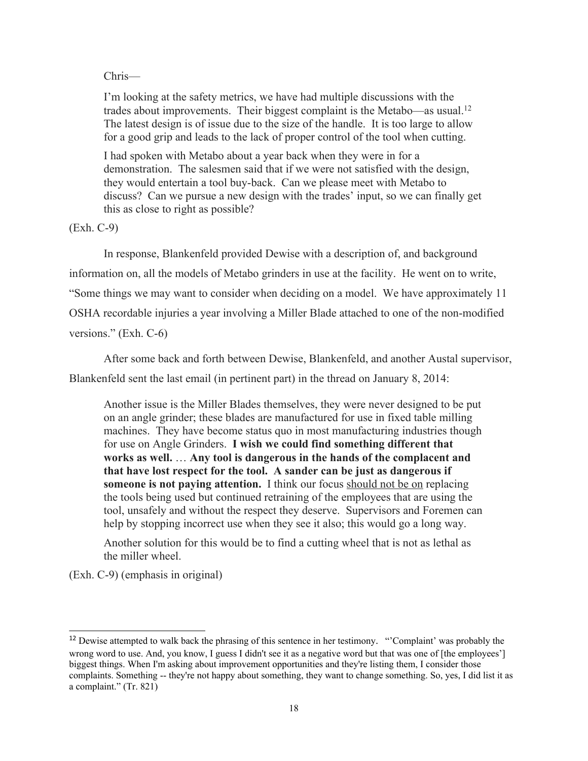> Chris—
>
> I'm looking at the safety metrics, we have had multiple discussions with the trades about improvements. Their biggest complaint is the Metabo—as usual.[12] The latest design is of issue due to the size of the handle. It is too large to allow for a good grip and leads to the lack of proper control of the tool when cutting.
>
> I had spoken with Metabo about a year back when they were in for a demonstration. The salesmen said that if we were not satisfied with the design, they would entertain a tool buy-back. Can we please meet with Metabo to discuss? Can we pursue a new design with the trades' input, so we can finally get this as close to right as possible?

(Exh. C-9)

In response, Blankenfeld provided Dewise with a description of, and background information on, all the models of Metabo grinders in use at the facility. He went on to write, "Some things we may want to consider when deciding on a model. We have approximately 11 OSHA recordable injuries a year involving a Miller Blade attached to one of the non-modified versions." (Exh. C-6)

After some back and forth between Dewise, Blankenfeld, and another Austal supervisor, Blankenfeld sent the last email (in pertinent part) in the thread on January 8, 2014:

> Another issue is the Miller Blades themselves, they were never designed to be put on an angle grinder; these blades are manufactured for use in fixed table milling machines. They have become status quo in most manufacturing industries though for use on Angle Grinders. **I wish we could find something different that works as well.** … **Any tool is dangerous in the hands of the complacent and that have lost respect for the tool. A sander can be just as dangerous if someone is not paying attention.** I think our focus <u>should not be on</u> replacing the tools being used but continued retraining of the employees that are using the tool, unsafely and without the respect they deserve. Supervisors and Foremen can help by stopping incorrect use when they see it also; this would go a long way.
>
> Another solution for this would be to find a cutting wheel that is not as lethal as the miller wheel.

(Exh. C-9) (emphasis in original)

---

[12] Dewise attempted to walk back the phrasing of this sentence in her testimony. "'Complaint' was probably the wrong word to use. And, you know, I guess I didn't see it as a negative word but that was one of [the employees'] biggest things. When I'm asking about improvement opportunities and they're listing them, I consider those complaints. Something -- they're not happy about something, they want to change something. So, yes, I did list it as a complaint." (Tr. 821)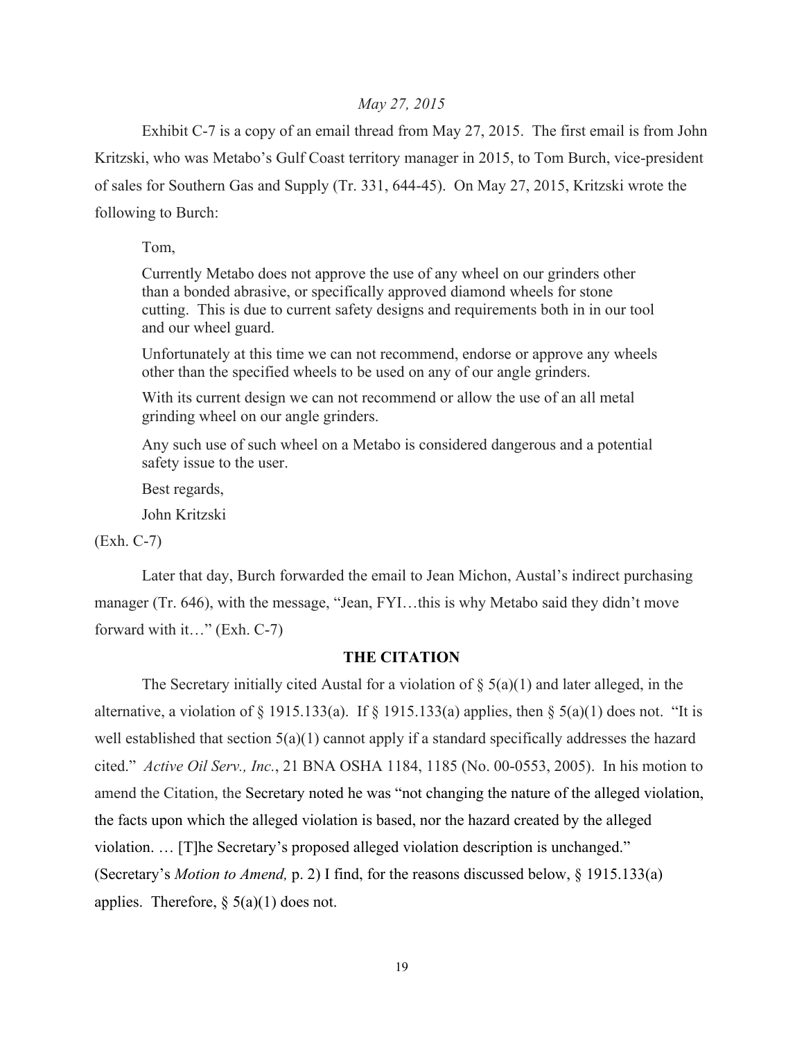*May 27, 2015*

Exhibit C-7 is a copy of an email thread from May 27, 2015. The first email is from John Kritzski, who was Metabo's Gulf Coast territory manager in 2015, to Tom Burch, vice-president of sales for Southern Gas and Supply (Tr. 331, 644-45). On May 27, 2015, Kritzski wrote the following to Burch:

> Tom,
>
> Currently Metabo does not approve the use of any wheel on our grinders other than a bonded abrasive, or specifically approved diamond wheels for stone cutting. This is due to current safety designs and requirements both in in our tool and our wheel guard.
>
> Unfortunately at this time we can not recommend, endorse or approve any wheels other than the specified wheels to be used on any of our angle grinders.
>
> With its current design we can not recommend or allow the use of an all metal grinding wheel on our angle grinders.
>
> Any such use of such wheel on a Metabo is considered dangerous and a potential safety issue to the user.
>
> Best regards,
>
> John Kritzski

(Exh. C-7)

Later that day, Burch forwarded the email to Jean Michon, Austal's indirect purchasing manager (Tr. 646), with the message, "Jean, FYI…this is why Metabo said they didn't move forward with it…" (Exh. C-7)

## THE CITATION

The Secretary initially cited Austal for a violation of § 5(a)(1) and later alleged, in the alternative, a violation of § 1915.133(a). If § 1915.133(a) applies, then § 5(a)(1) does not. "It is well established that section 5(a)(1) cannot apply if a standard specifically addresses the hazard cited." *Active Oil Serv., Inc.*, 21 BNA OSHA 1184, 1185 (No. 00-0553, 2005). In his motion to amend the Citation, the Secretary noted he was "not changing the nature of the alleged violation, the facts upon which the alleged violation is based, nor the hazard created by the alleged violation. … [T]he Secretary's proposed alleged violation description is unchanged." (Secretary's *Motion to Amend,* p. 2) I find, for the reasons discussed below, § 1915.133(a) applies. Therefore, § 5(a)(1) does not.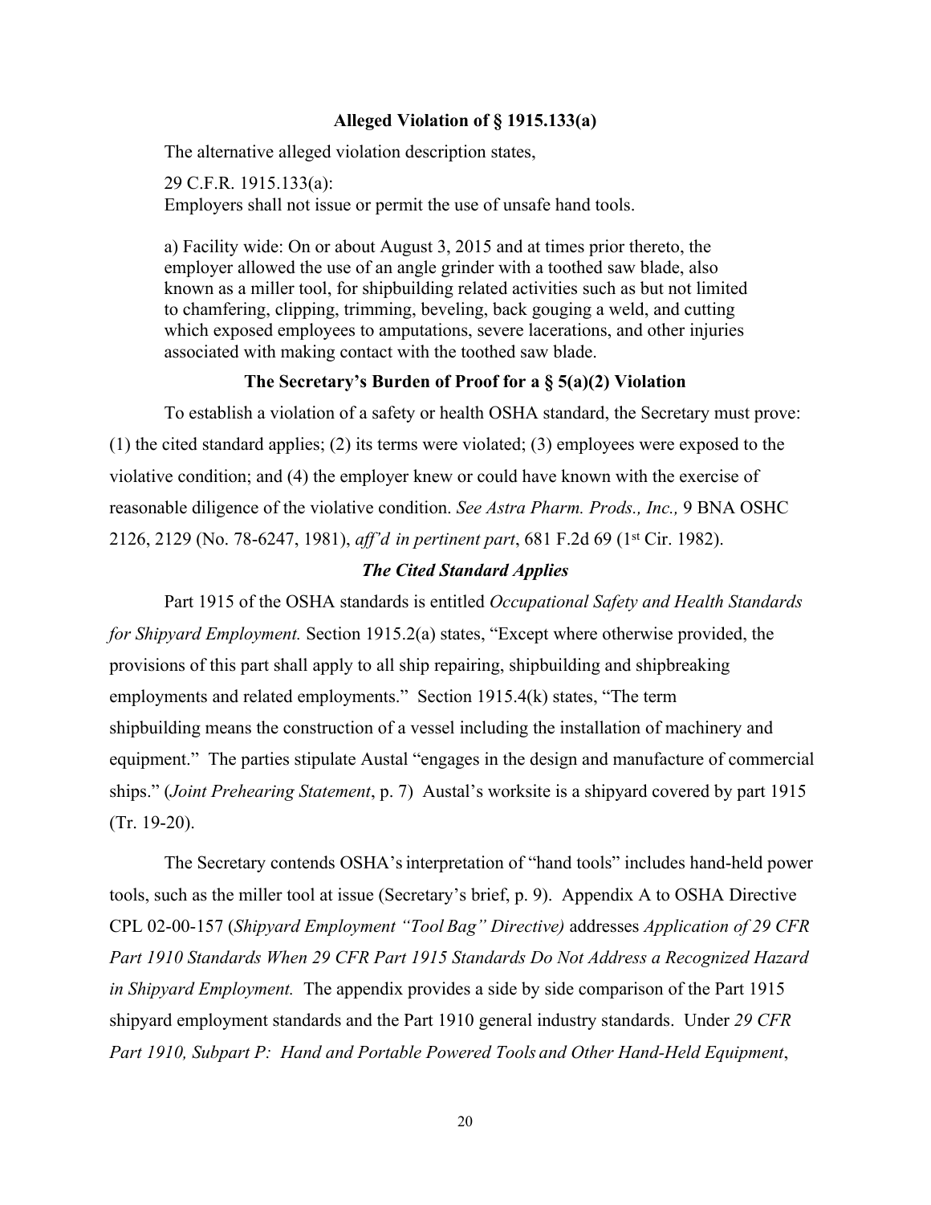**Alleged Violation of § 1915.133(a)**

The alternative alleged violation description states,

29 C.F.R. 1915.133(a):
Employers shall not issue or permit the use of unsafe hand tools.

a) Facility wide: On or about August 3, 2015 and at times prior thereto, the employer allowed the use of an angle grinder with a toothed saw blade, also known as a miller tool, for shipbuilding related activities such as but not limited to chamfering, clipping, trimming, beveling, back gouging a weld, and cutting which exposed employees to amputations, severe lacerations, and other injuries associated with making contact with the toothed saw blade.

**The Secretary's Burden of Proof for a § 5(a)(2) Violation**

To establish a violation of a safety or health OSHA standard, the Secretary must prove: (1) the cited standard applies; (2) its terms were violated; (3) employees were exposed to the violative condition; and (4) the employer knew or could have known with the exercise of reasonable diligence of the violative condition. *See Astra Pharm. Prods., Inc.,* 9 BNA OSHC 2126, 2129 (No. 78-6247, 1981), *aff'd in pertinent part*, 681 F.2d 69 (1st Cir. 1982).

***The Cited Standard Applies***

Part 1915 of the OSHA standards is entitled *Occupational Safety and Health Standards for Shipyard Employment.* Section 1915.2(a) states, "Except where otherwise provided, the provisions of this part shall apply to all ship repairing, shipbuilding and shipbreaking employments and related employments." Section 1915.4(k) states, "The term shipbuilding means the construction of a vessel including the installation of machinery and equipment." The parties stipulate Austal "engages in the design and manufacture of commercial ships." (*Joint Prehearing Statement*, p. 7) Austal's worksite is a shipyard covered by part 1915 (Tr. 19-20).

The Secretary contends OSHA's interpretation of "hand tools" includes hand-held power tools, such as the miller tool at issue (Secretary's brief, p. 9). Appendix A to OSHA Directive CPL 02-00-157 (*Shipyard Employment "Tool Bag" Directive)* addresses *Application of 29 CFR Part 1910 Standards When 29 CFR Part 1915 Standards Do Not Address a Recognized Hazard in Shipyard Employment.* The appendix provides a side by side comparison of the Part 1915 shipyard employment standards and the Part 1910 general industry standards. Under *29 CFR Part 1910, Subpart P: Hand and Portable Powered Tools and Other Hand-Held Equipment*,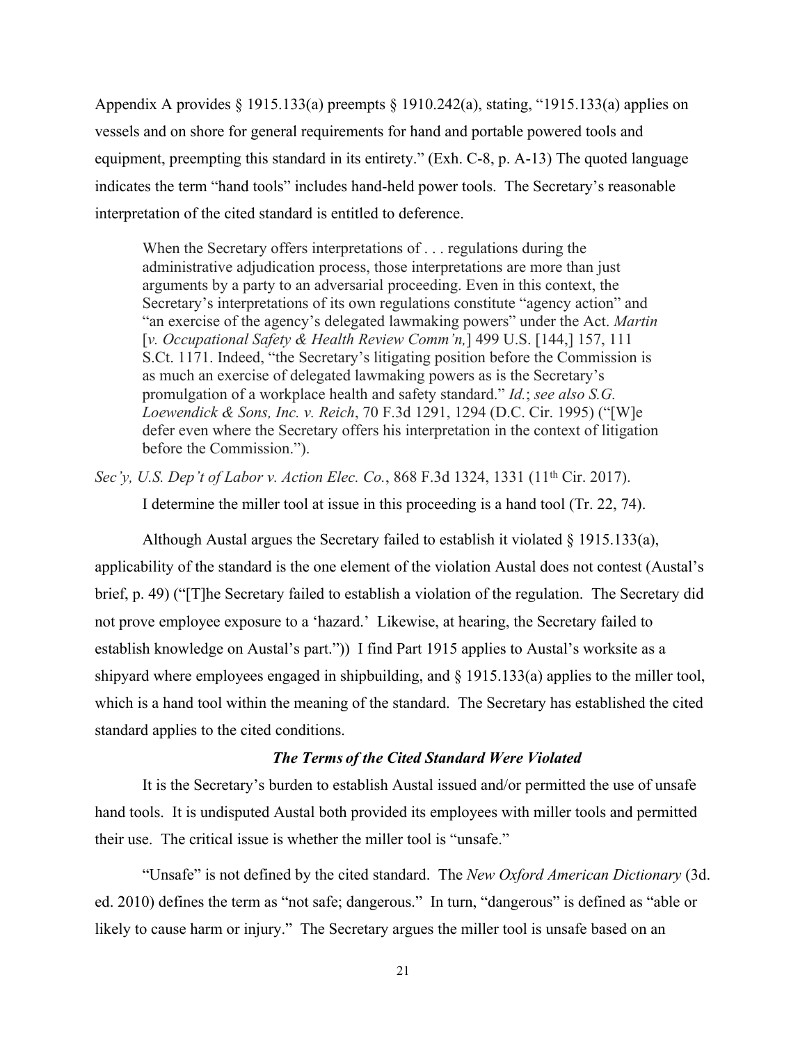Appendix A provides § 1915.133(a) preempts § 1910.242(a), stating, "1915.133(a) applies on vessels and on shore for general requirements for hand and portable powered tools and equipment, preempting this standard in its entirety." (Exh. C-8, p. A-13) The quoted language indicates the term "hand tools" includes hand-held power tools. The Secretary's reasonable interpretation of the cited standard is entitled to deference.

> When the Secretary offers interpretations of . . . regulations during the administrative adjudication process, those interpretations are more than just arguments by a party to an adversarial proceeding. Even in this context, the Secretary's interpretations of its own regulations constitute "agency action" and "an exercise of the agency's delegated lawmaking powers" under the Act. *Martin* [*v. Occupational Safety & Health Review Comm'n,*] 499 U.S. [144,] 157, 111 S.Ct. 1171. Indeed, "the Secretary's litigating position before the Commission is as much an exercise of delegated lawmaking powers as is the Secretary's promulgation of a workplace health and safety standard." *Id.*; *see also S.G. Loewendick & Sons, Inc. v. Reich*, 70 F.3d 1291, 1294 (D.C. Cir. 1995) ("[W]e defer even where the Secretary offers his interpretation in the context of litigation before the Commission.").

*Sec'y, U.S. Dep't of Labor v. Action Elec. Co.*, 868 F.3d 1324, 1331 (11th Cir. 2017).

I determine the miller tool at issue in this proceeding is a hand tool (Tr. 22, 74).

Although Austal argues the Secretary failed to establish it violated § 1915.133(a), applicability of the standard is the one element of the violation Austal does not contest (Austal's brief, p. 49) ("[T]he Secretary failed to establish a violation of the regulation. The Secretary did not prove employee exposure to a 'hazard.' Likewise, at hearing, the Secretary failed to establish knowledge on Austal's part.")) I find Part 1915 applies to Austal's worksite as a shipyard where employees engaged in shipbuilding, and § 1915.133(a) applies to the miller tool, which is a hand tool within the meaning of the standard. The Secretary has established the cited standard applies to the cited conditions.

### *The Terms of the Cited Standard Were Violated*

It is the Secretary's burden to establish Austal issued and/or permitted the use of unsafe hand tools. It is undisputed Austal both provided its employees with miller tools and permitted their use. The critical issue is whether the miller tool is "unsafe."

"Unsafe" is not defined by the cited standard. The *New Oxford American Dictionary* (3d. ed. 2010) defines the term as "not safe; dangerous." In turn, "dangerous" is defined as "able or likely to cause harm or injury." The Secretary argues the miller tool is unsafe based on an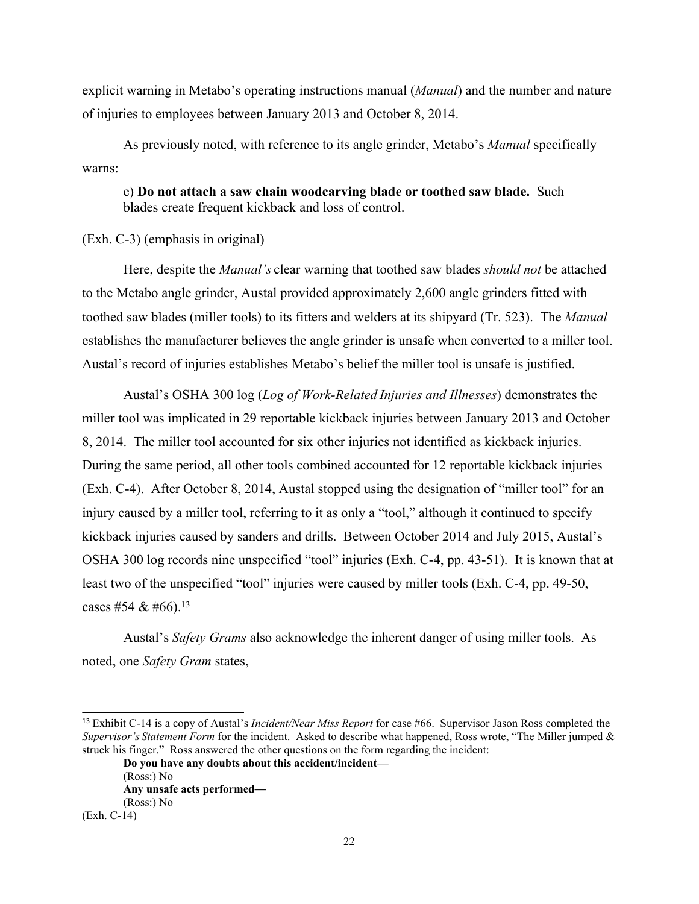explicit warning in Metabo's operating instructions manual (*Manual*) and the number and nature of injuries to employees between January 2013 and October 8, 2014.

As previously noted, with reference to its angle grinder, Metabo's *Manual* specifically warns:

> e) **Do not attach a saw chain woodcarving blade or toothed saw blade.** Such blades create frequent kickback and loss of control.

(Exh. C-3) (emphasis in original)

Here, despite the *Manual's* clear warning that toothed saw blades *should not* be attached to the Metabo angle grinder, Austal provided approximately 2,600 angle grinders fitted with toothed saw blades (miller tools) to its fitters and welders at its shipyard (Tr. 523). The *Manual* establishes the manufacturer believes the angle grinder is unsafe when converted to a miller tool. Austal's record of injuries establishes Metabo's belief the miller tool is unsafe is justified.

Austal's OSHA 300 log (*Log of Work-Related Injuries and Illnesses*) demonstrates the miller tool was implicated in 29 reportable kickback injuries between January 2013 and October 8, 2014. The miller tool accounted for six other injuries not identified as kickback injuries. During the same period, all other tools combined accounted for 12 reportable kickback injuries (Exh. C-4). After October 8, 2014, Austal stopped using the designation of "miller tool" for an injury caused by a miller tool, referring to it as only a "tool," although it continued to specify kickback injuries caused by sanders and drills. Between October 2014 and July 2015, Austal's OSHA 300 log records nine unspecified "tool" injuries (Exh. C-4, pp. 43-51). It is known that at least two of the unspecified "tool" injuries were caused by miller tools (Exh. C-4, pp. 49-50, cases #54 & #66).[13]

Austal's *Safety Grams* also acknowledge the inherent danger of using miller tools. As noted, one *Safety Gram* states,

---

[13] Exhibit C-14 is a copy of Austal's *Incident/Near Miss Report* for case #66. Supervisor Jason Ross completed the *Supervisor's Statement Form* for the incident. Asked to describe what happened, Ross wrote, "The Miller jumped & struck his finger." Ross answered the other questions on the form regarding the incident:

> **Do you have any doubts about this accident/incident—**
> (Ross:) No
> **Any unsafe acts performed—**
> (Ross:) No

(Exh. C-14)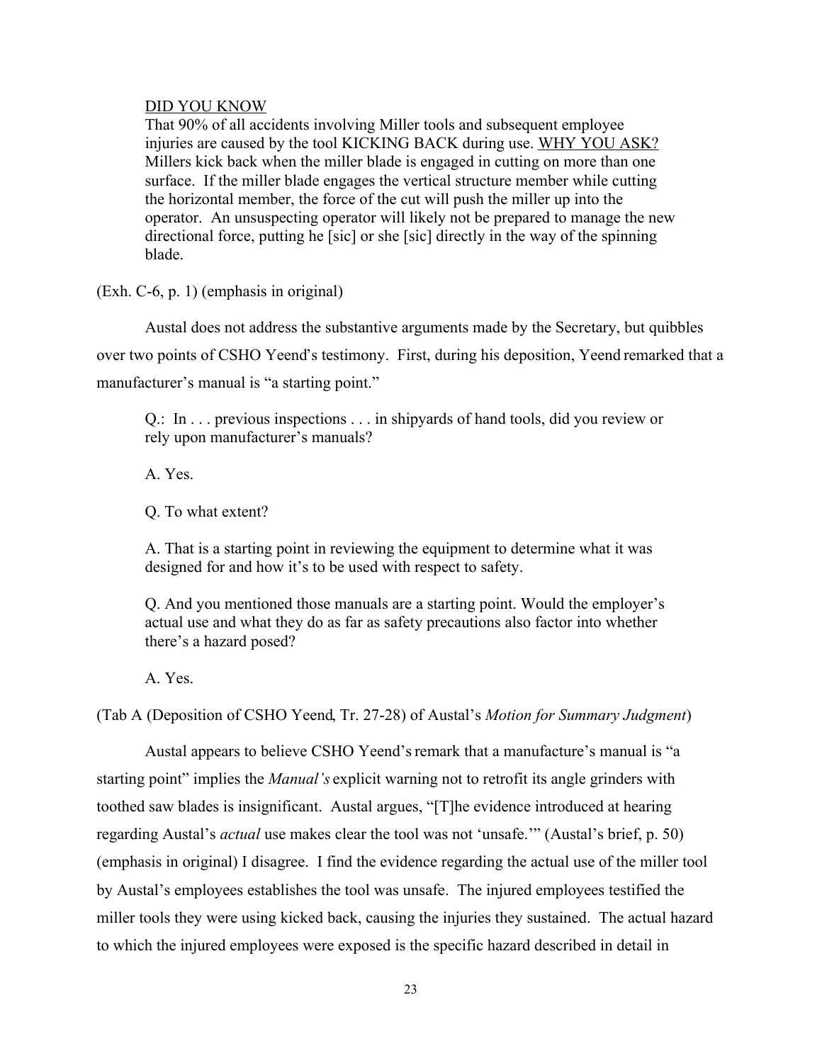> <u>DID YOU KNOW</u>
> That 90% of all accidents involving Miller tools and subsequent employee injuries are caused by the tool KICKING BACK during use. <u>WHY YOU ASK?</u> Millers kick back when the miller blade is engaged in cutting on more than one surface. If the miller blade engages the vertical structure member while cutting the horizontal member, the force of the cut will push the miller up into the operator. An unsuspecting operator will likely not be prepared to manage the new directional force, putting he [sic] or she [sic] directly in the way of the spinning blade.

(Exh. C-6, p. 1) (emphasis in original)

Austal does not address the substantive arguments made by the Secretary, but quibbles over two points of CSHO Yeend's testimony. First, during his deposition, Yeend remarked that a manufacturer's manual is "a starting point."

> Q.: In . . . previous inspections . . . in shipyards of hand tools, did you review or rely upon manufacturer's manuals?
>
> A. Yes.
>
> Q. To what extent?
>
> A. That is a starting point in reviewing the equipment to determine what it was designed for and how it's to be used with respect to safety.
>
> Q. And you mentioned those manuals are a starting point. Would the employer's actual use and what they do as far as safety precautions also factor into whether there's a hazard posed?
>
> A. Yes.

(Tab A (Deposition of CSHO Yeend, Tr. 27-28) of Austal's *Motion for Summary Judgment*)

Austal appears to believe CSHO Yeend's remark that a manufacture's manual is "a starting point" implies the *Manual's* explicit warning not to retrofit its angle grinders with toothed saw blades is insignificant. Austal argues, "[T]he evidence introduced at hearing regarding Austal's *actual* use makes clear the tool was not 'unsafe.'" (Austal's brief, p. 50) (emphasis in original) I disagree. I find the evidence regarding the actual use of the miller tool by Austal's employees establishes the tool was unsafe. The injured employees testified the miller tools they were using kicked back, causing the injuries they sustained. The actual hazard to which the injured employees were exposed is the specific hazard described in detail in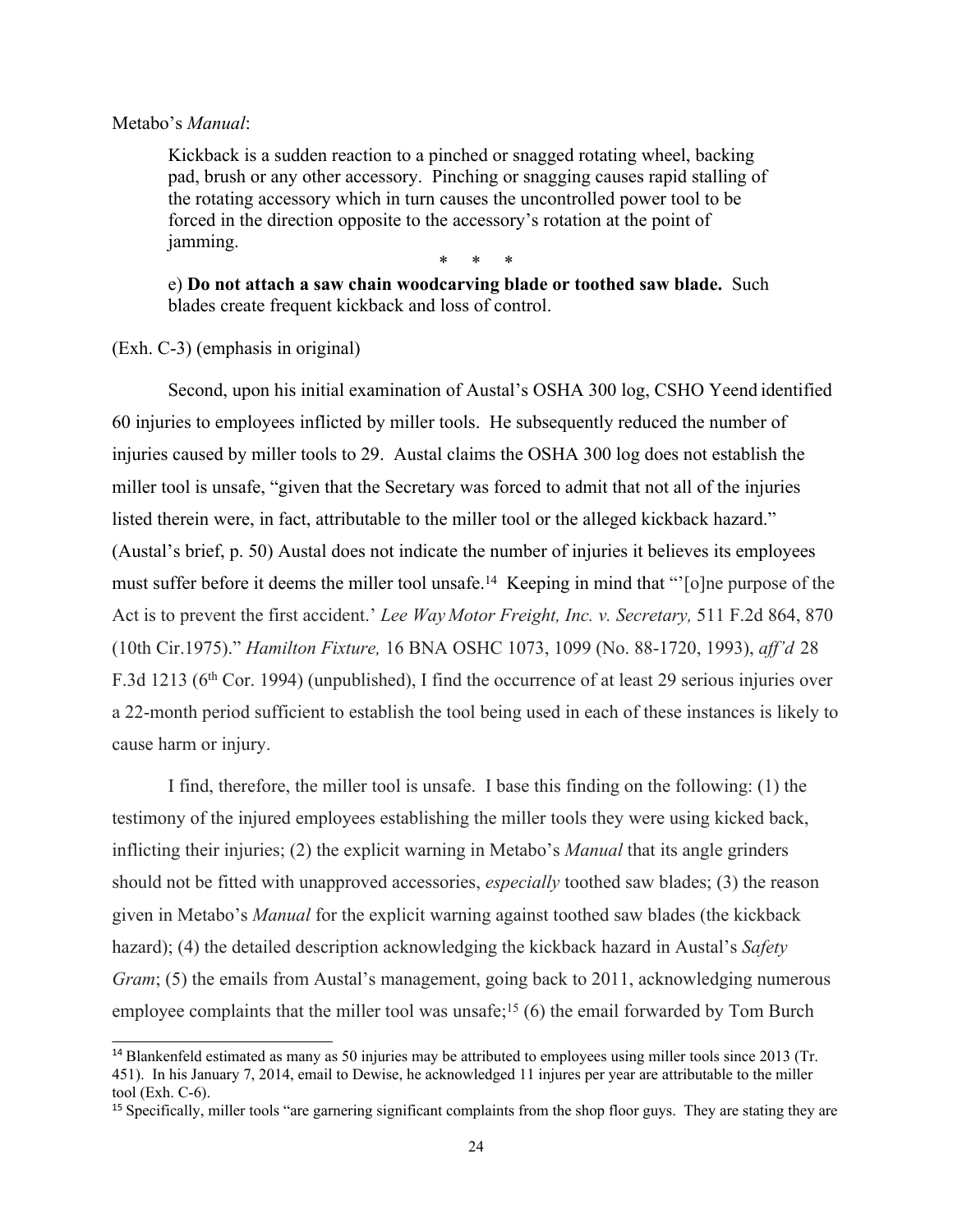Metabo's *Manual*:

> Kickback is a sudden reaction to a pinched or snagged rotating wheel, backing pad, brush or any other accessory. Pinching or snagging causes rapid stalling of the rotating accessory which in turn causes the uncontrolled power tool to be forced in the direction opposite to the accessory's rotation at the point of jamming.
>
> \* \* \*
>
> e) **Do not attach a saw chain woodcarving blade or toothed saw blade.** Such blades create frequent kickback and loss of control.

(Exh. C-3) (emphasis in original)

Second, upon his initial examination of Austal's OSHA 300 log, CSHO Yeend identified 60 injuries to employees inflicted by miller tools. He subsequently reduced the number of injuries caused by miller tools to 29. Austal claims the OSHA 300 log does not establish the miller tool is unsafe, "given that the Secretary was forced to admit that not all of the injuries listed therein were, in fact, attributable to the miller tool or the alleged kickback hazard." (Austal's brief, p. 50) Austal does not indicate the number of injuries it believes its employees must suffer before it deems the miller tool unsafe.[14] Keeping in mind that "'[o]ne purpose of the Act is to prevent the first accident.' *Lee Way Motor Freight, Inc. v. Secretary,* 511 F.2d 864, 870 (10th Cir.1975)." *Hamilton Fixture,* 16 BNA OSHC 1073, 1099 (No. 88-1720, 1993), *aff'd* 28 F.3d 1213 (6th Cor. 1994) (unpublished), I find the occurrence of at least 29 serious injuries over a 22-month period sufficient to establish the tool being used in each of these instances is likely to cause harm or injury.

I find, therefore, the miller tool is unsafe. I base this finding on the following: (1) the testimony of the injured employees establishing the miller tools they were using kicked back, inflicting their injuries; (2) the explicit warning in Metabo's *Manual* that its angle grinders should not be fitted with unapproved accessories, *especially* toothed saw blades; (3) the reason given in Metabo's *Manual* for the explicit warning against toothed saw blades (the kickback hazard); (4) the detailed description acknowledging the kickback hazard in Austal's *Safety Gram*; (5) the emails from Austal's management, going back to 2011, acknowledging numerous employee complaints that the miller tool was unsafe;[15] (6) the email forwarded by Tom Burch

---

[14] Blankenfeld estimated as many as 50 injuries may be attributed to employees using miller tools since 2013 (Tr. 451). In his January 7, 2014, email to Dewise, he acknowledged 11 injures per year are attributable to the miller tool (Exh. C-6).

[15] Specifically, miller tools "are garnering significant complaints from the shop floor guys. They are stating they are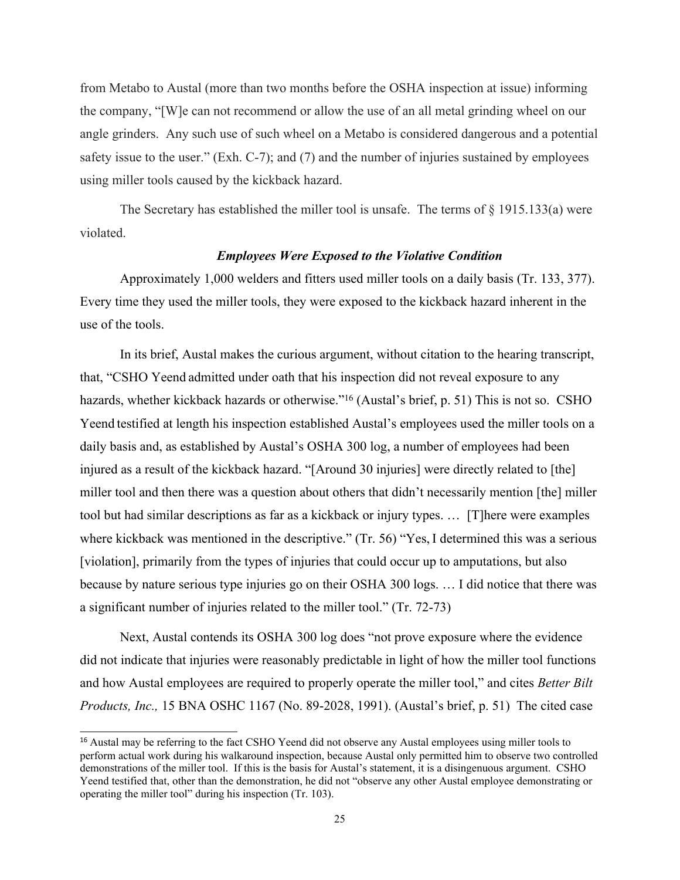from Metabo to Austal (more than two months before the OSHA inspection at issue) informing the company, "[W]e can not recommend or allow the use of an all metal grinding wheel on our angle grinders. Any such use of such wheel on a Metabo is considered dangerous and a potential safety issue to the user." (Exh. C-7); and (7) and the number of injuries sustained by employees using miller tools caused by the kickback hazard.

The Secretary has established the miller tool is unsafe. The terms of § 1915.133(a) were violated.

### *Employees Were Exposed to the Violative Condition*

Approximately 1,000 welders and fitters used miller tools on a daily basis (Tr. 133, 377). Every time they used the miller tools, they were exposed to the kickback hazard inherent in the use of the tools.

In its brief, Austal makes the curious argument, without citation to the hearing transcript, that, "CSHO Yeend admitted under oath that his inspection did not reveal exposure to any hazards, whether kickback hazards or otherwise."[16] (Austal's brief, p. 51) This is not so. CSHO Yeend testified at length his inspection established Austal's employees used the miller tools on a daily basis and, as established by Austal's OSHA 300 log, a number of employees had been injured as a result of the kickback hazard. "[Around 30 injuries] were directly related to [the] miller tool and then there was a question about others that didn't necessarily mention [the] miller tool but had similar descriptions as far as a kickback or injury types. … [T]here were examples where kickback was mentioned in the descriptive." (Tr. 56) "Yes, I determined this was a serious [violation], primarily from the types of injuries that could occur up to amputations, but also because by nature serious type injuries go on their OSHA 300 logs. … I did notice that there was a significant number of injuries related to the miller tool." (Tr. 72-73)

Next, Austal contends its OSHA 300 log does "not prove exposure where the evidence did not indicate that injuries were reasonably predictable in light of how the miller tool functions and how Austal employees are required to properly operate the miller tool," and cites *Better Bilt Products, Inc.,* 15 BNA OSHC 1167 (No. 89-2028, 1991). (Austal's brief, p. 51) The cited case

---

[16] Austal may be referring to the fact CSHO Yeend did not observe any Austal employees using miller tools to perform actual work during his walkaround inspection, because Austal only permitted him to observe two controlled demonstrations of the miller tool. If this is the basis for Austal's statement, it is a disingenuous argument. CSHO Yeend testified that, other than the demonstration, he did not "observe any other Austal employee demonstrating or operating the miller tool" during his inspection (Tr. 103).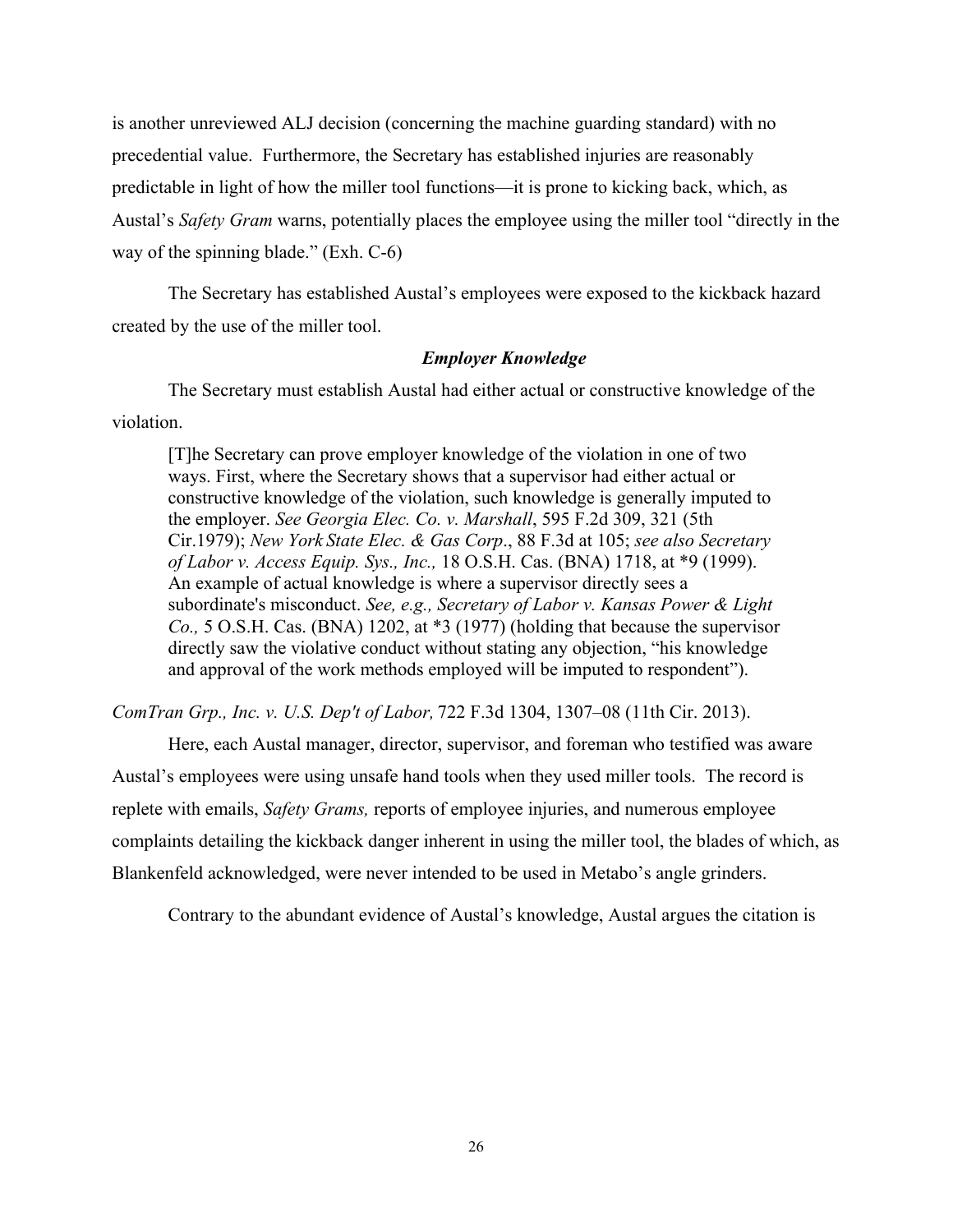is another unreviewed ALJ decision (concerning the machine guarding standard) with no precedential value. Furthermore, the Secretary has established injuries are reasonably predictable in light of how the miller tool functions—it is prone to kicking back, which, as Austal's *Safety Gram* warns, potentially places the employee using the miller tool "directly in the way of the spinning blade." (Exh. C-6)

The Secretary has established Austal's employees were exposed to the kickback hazard created by the use of the miller tool.

### *Employer Knowledge*

The Secretary must establish Austal had either actual or constructive knowledge of the violation.

> [T]he Secretary can prove employer knowledge of the violation in one of two ways. First, where the Secretary shows that a supervisor had either actual or constructive knowledge of the violation, such knowledge is generally imputed to the employer. *See Georgia Elec. Co. v. Marshall*, 595 F.2d 309, 321 (5th Cir.1979); *New York State Elec. & Gas Corp*., 88 F.3d at 105; *see also Secretary of Labor v. Access Equip. Sys., Inc.,* 18 O.S.H. Cas. (BNA) 1718, at *9 (1999). An example of actual knowledge is where a supervisor directly sees a subordinate's misconduct. *See, e.g., Secretary of Labor v. Kansas Power & Light Co.,* 5 O.S.H. Cas. (BNA) 1202, at *3 (1977) (holding that because the supervisor directly saw the violative conduct without stating any objection, "his knowledge and approval of the work methods employed will be imputed to respondent").

*ComTran Grp., Inc. v. U.S. Dep't of Labor,* 722 F.3d 1304, 1307–08 (11th Cir. 2013).

Here, each Austal manager, director, supervisor, and foreman who testified was aware Austal's employees were using unsafe hand tools when they used miller tools. The record is replete with emails, *Safety Grams,* reports of employee injuries, and numerous employee complaints detailing the kickback danger inherent in using the miller tool, the blades of which, as Blankenfeld acknowledged, were never intended to be used in Metabo's angle grinders.

Contrary to the abundant evidence of Austal's knowledge, Austal argues the citation is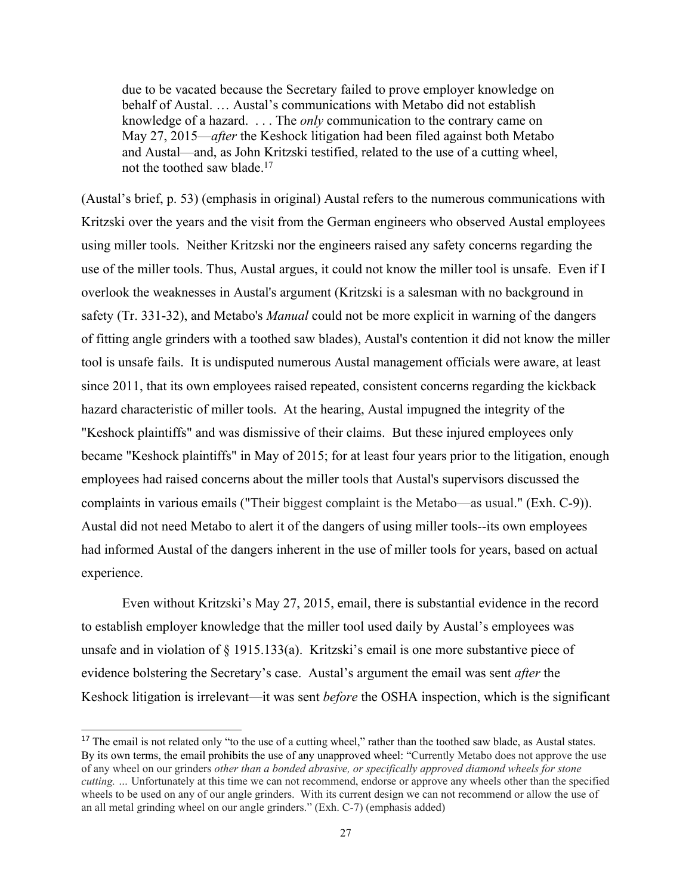> due to be vacated because the Secretary failed to prove employer knowledge on behalf of Austal. … Austal's communications with Metabo did not establish knowledge of a hazard. . . . The *only* communication to the contrary came on May 27, 2015—*after* the Keshock litigation had been filed against both Metabo and Austal—and, as John Kritzski testified, related to the use of a cutting wheel, not the toothed saw blade.[17]

(Austal's brief, p. 53) (emphasis in original) Austal refers to the numerous communications with Kritzski over the years and the visit from the German engineers who observed Austal employees using miller tools. Neither Kritzski nor the engineers raised any safety concerns regarding the use of the miller tools. Thus, Austal argues, it could not know the miller tool is unsafe. Even if I overlook the weaknesses in Austal's argument (Kritzski is a salesman with no background in safety (Tr. 331-32), and Metabo's *Manual* could not be more explicit in warning of the dangers of fitting angle grinders with a toothed saw blades), Austal's contention it did not know the miller tool is unsafe fails. It is undisputed numerous Austal management officials were aware, at least since 2011, that its own employees raised repeated, consistent concerns regarding the kickback hazard characteristic of miller tools. At the hearing, Austal impugned the integrity of the "Keshock plaintiffs" and was dismissive of their claims. But these injured employees only became "Keshock plaintiffs" in May of 2015; for at least four years prior to the litigation, enough employees had raised concerns about the miller tools that Austal's supervisors discussed the complaints in various emails ("Their biggest complaint is the Metabo—as usual." (Exh. C-9)). Austal did not need Metabo to alert it of the dangers of using miller tools--its own employees had informed Austal of the dangers inherent in the use of miller tools for years, based on actual experience.

Even without Kritzski's May 27, 2015, email, there is substantial evidence in the record to establish employer knowledge that the miller tool used daily by Austal's employees was unsafe and in violation of § 1915.133(a). Kritzski's email is one more substantive piece of evidence bolstering the Secretary's case. Austal's argument the email was sent *after* the Keshock litigation is irrelevant—it was sent *before* the OSHA inspection, which is the significant

---

[17] The email is not related only "to the use of a cutting wheel," rather than the toothed saw blade, as Austal states. By its own terms, the email prohibits the use of any unapproved wheel: "Currently Metabo does not approve the use of any wheel on our grinders *other than a bonded abrasive, or specifically approved diamond wheels for stone cutting.* ... Unfortunately at this time we can not recommend, endorse or approve any wheels other than the specified wheels to be used on any of our angle grinders. With its current design we can not recommend or allow the use of an all metal grinding wheel on our angle grinders." (Exh. C-7) (emphasis added)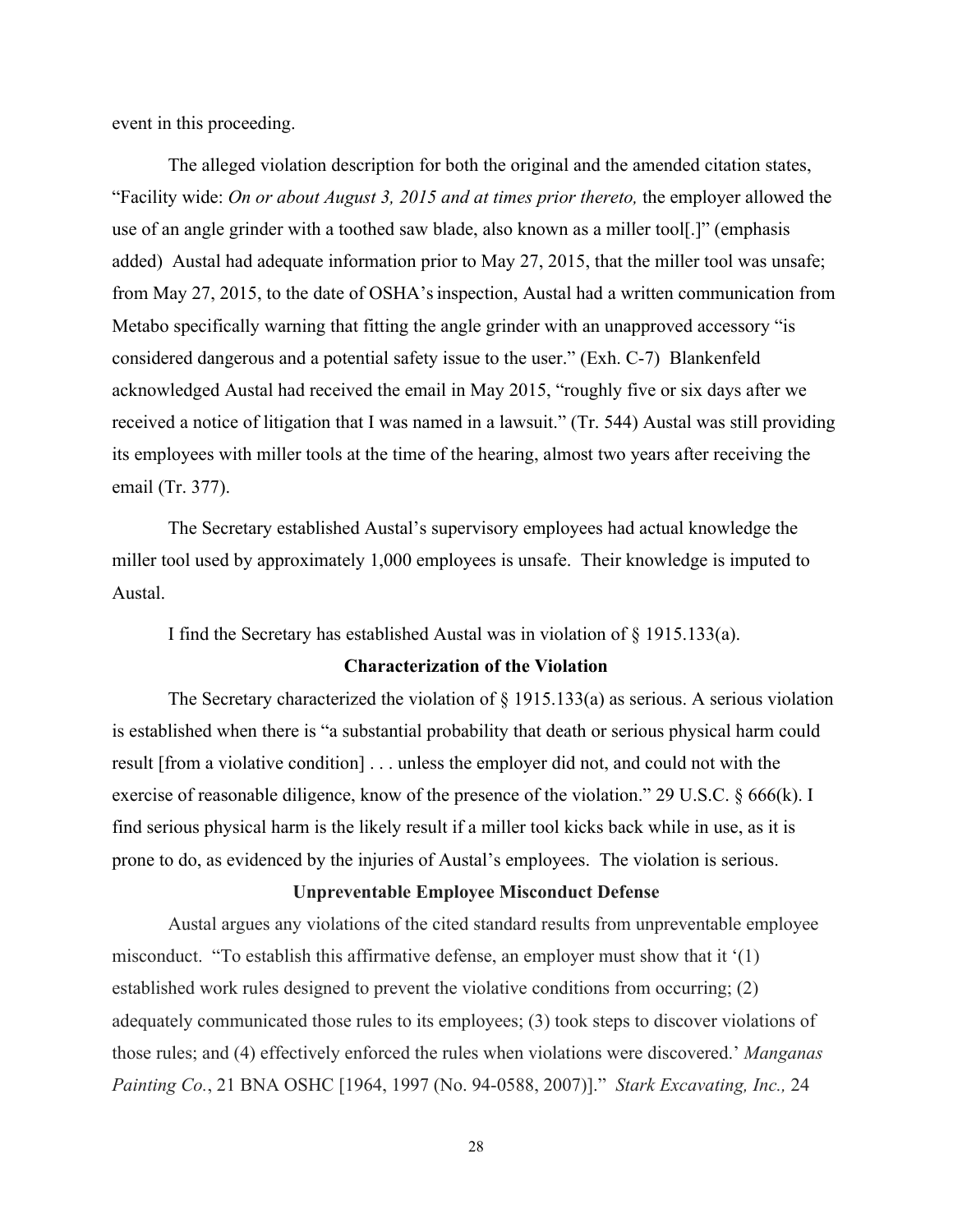event in this proceeding.

The alleged violation description for both the original and the amended citation states, "Facility wide: *On or about August 3, 2015 and at times prior thereto,* the employer allowed the use of an angle grinder with a toothed saw blade, also known as a miller tool[.]" (emphasis added) Austal had adequate information prior to May 27, 2015, that the miller tool was unsafe; from May 27, 2015, to the date of OSHA's inspection, Austal had a written communication from Metabo specifically warning that fitting the angle grinder with an unapproved accessory "is considered dangerous and a potential safety issue to the user." (Exh. C-7) Blankenfeld acknowledged Austal had received the email in May 2015, "roughly five or six days after we received a notice of litigation that I was named in a lawsuit." (Tr. 544) Austal was still providing its employees with miller tools at the time of the hearing, almost two years after receiving the email (Tr. 377).

The Secretary established Austal's supervisory employees had actual knowledge the miller tool used by approximately 1,000 employees is unsafe. Their knowledge is imputed to Austal.

I find the Secretary has established Austal was in violation of § 1915.133(a).

### Characterization of the Violation

The Secretary characterized the violation of § 1915.133(a) as serious. A serious violation is established when there is "a substantial probability that death or serious physical harm could result [from a violative condition] . . . unless the employer did not, and could not with the exercise of reasonable diligence, know of the presence of the violation." 29 U.S.C. § 666(k). I find serious physical harm is the likely result if a miller tool kicks back while in use, as it is prone to do, as evidenced by the injuries of Austal's employees. The violation is serious.

### Unpreventable Employee Misconduct Defense

Austal argues any violations of the cited standard results from unpreventable employee misconduct. "To establish this affirmative defense, an employer must show that it '(1) established work rules designed to prevent the violative conditions from occurring; (2) adequately communicated those rules to its employees; (3) took steps to discover violations of those rules; and (4) effectively enforced the rules when violations were discovered.' *Manganas Painting Co.*, 21 BNA OSHC [1964, 1997 (No. 94-0588, 2007)]." *Stark Excavating, Inc.,* 24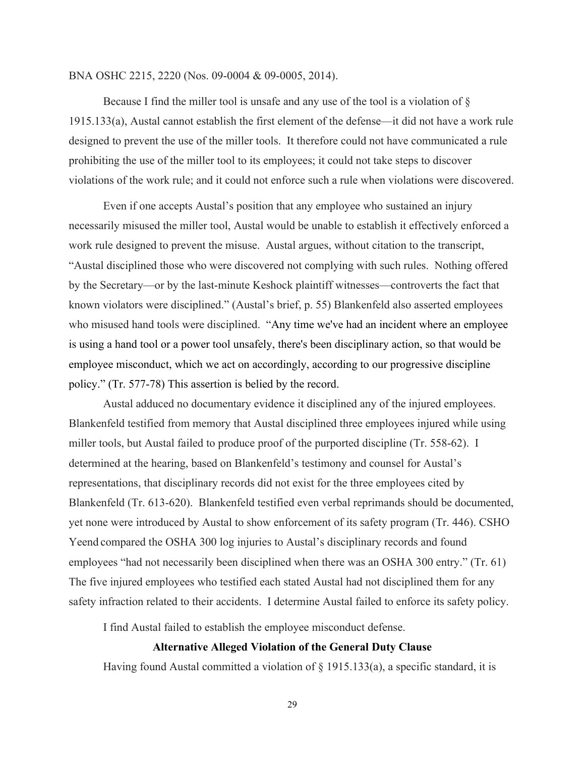BNA OSHC 2215, 2220 (Nos. 09-0004 & 09-0005, 2014).

Because I find the miller tool is unsafe and any use of the tool is a violation of § 1915.133(a), Austal cannot establish the first element of the defense—it did not have a work rule designed to prevent the use of the miller tools. It therefore could not have communicated a rule prohibiting the use of the miller tool to its employees; it could not take steps to discover violations of the work rule; and it could not enforce such a rule when violations were discovered.

Even if one accepts Austal's position that any employee who sustained an injury necessarily misused the miller tool, Austal would be unable to establish it effectively enforced a work rule designed to prevent the misuse. Austal argues, without citation to the transcript, "Austal disciplined those who were discovered not complying with such rules. Nothing offered by the Secretary—or by the last-minute Keshock plaintiff witnesses—controverts the fact that known violators were disciplined." (Austal's brief, p. 55) Blankenfeld also asserted employees who misused hand tools were disciplined. "Any time we've had an incident where an employee is using a hand tool or a power tool unsafely, there's been disciplinary action, so that would be employee misconduct, which we act on accordingly, according to our progressive discipline policy." (Tr. 577-78) This assertion is belied by the record.

Austal adduced no documentary evidence it disciplined any of the injured employees. Blankenfeld testified from memory that Austal disciplined three employees injured while using miller tools, but Austal failed to produce proof of the purported discipline (Tr. 558-62). I determined at the hearing, based on Blankenfeld's testimony and counsel for Austal's representations, that disciplinary records did not exist for the three employees cited by Blankenfeld (Tr. 613-620). Blankenfeld testified even verbal reprimands should be documented, yet none were introduced by Austal to show enforcement of its safety program (Tr. 446). CSHO Yeend compared the OSHA 300 log injuries to Austal's disciplinary records and found employees "had not necessarily been disciplined when there was an OSHA 300 entry." (Tr. 61) The five injured employees who testified each stated Austal had not disciplined them for any safety infraction related to their accidents. I determine Austal failed to enforce its safety policy.

I find Austal failed to establish the employee misconduct defense.

### Alternative Alleged Violation of the General Duty Clause

Having found Austal committed a violation of § 1915.133(a), a specific standard, it is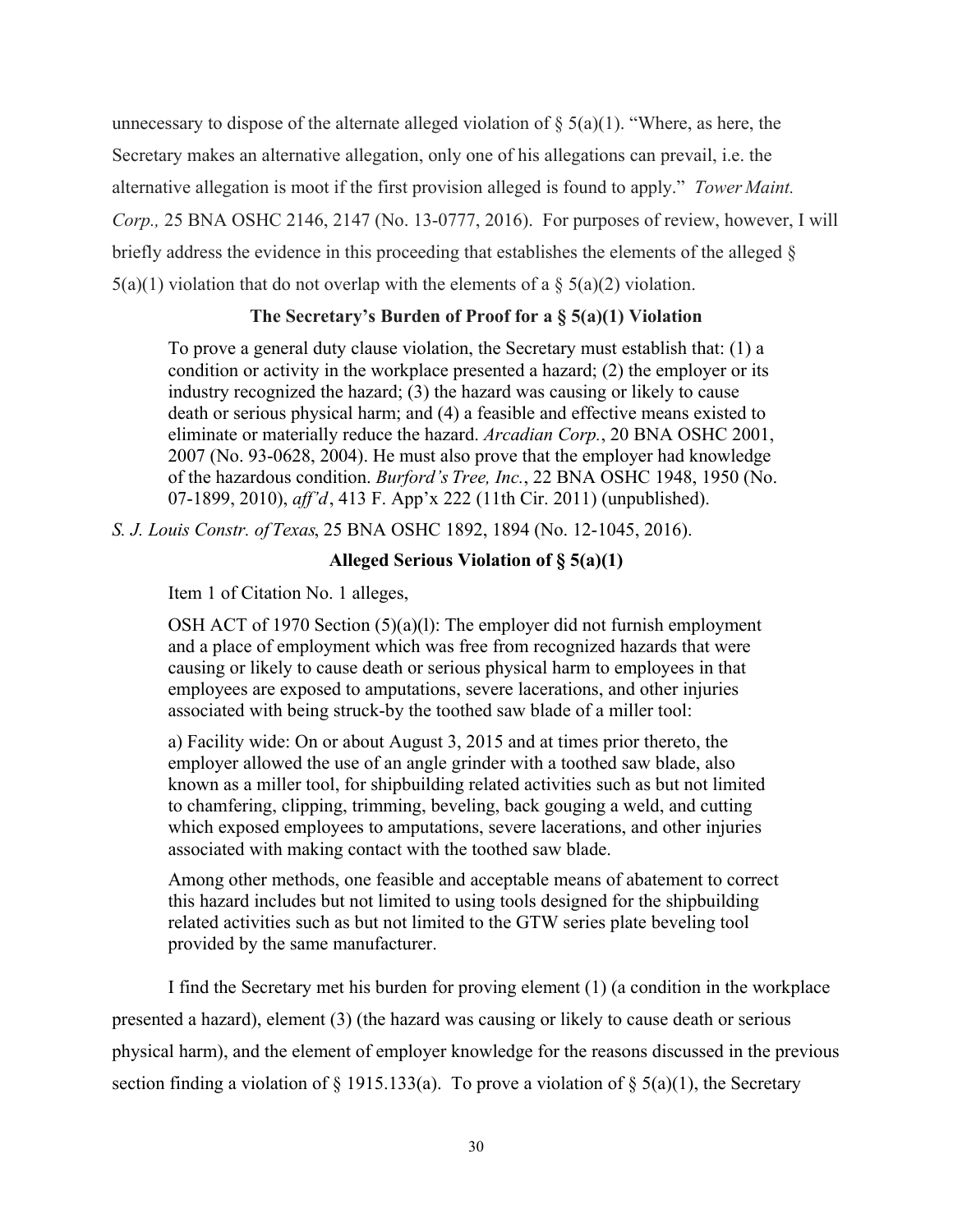unnecessary to dispose of the alternate alleged violation of § 5(a)(1). "Where, as here, the Secretary makes an alternative allegation, only one of his allegations can prevail, i.e. the alternative allegation is moot if the first provision alleged is found to apply." *Tower Maint. Corp.,* 25 BNA OSHC 2146, 2147 (No. 13-0777, 2016). For purposes of review, however, I will briefly address the evidence in this proceeding that establishes the elements of the alleged § 5(a)(1) violation that do not overlap with the elements of a § 5(a)(2) violation.

**The Secretary's Burden of Proof for a § 5(a)(1) Violation**

> To prove a general duty clause violation, the Secretary must establish that: (1) a condition or activity in the workplace presented a hazard; (2) the employer or its industry recognized the hazard; (3) the hazard was causing or likely to cause death or serious physical harm; and (4) a feasible and effective means existed to eliminate or materially reduce the hazard. *Arcadian Corp.*, 20 BNA OSHC 2001, 2007 (No. 93-0628, 2004). He must also prove that the employer had knowledge of the hazardous condition. *Burford's Tree, Inc.*, 22 BNA OSHC 1948, 1950 (No. 07-1899, 2010), *aff'd*, 413 F. App'x 222 (11th Cir. 2011) (unpublished).

*S. J. Louis Constr. of Texas*, 25 BNA OSHC 1892, 1894 (No. 12-1045, 2016).

**Alleged Serious Violation of § 5(a)(1)**

Item 1 of Citation No. 1 alleges,

> OSH ACT of 1970 Section (5)(a)(l): The employer did not furnish employment and a place of employment which was free from recognized hazards that were causing or likely to cause death or serious physical harm to employees in that employees are exposed to amputations, severe lacerations, and other injuries associated with being struck-by the toothed saw blade of a miller tool:
>
> a) Facility wide: On or about August 3, 2015 and at times prior thereto, the employer allowed the use of an angle grinder with a toothed saw blade, also known as a miller tool, for shipbuilding related activities such as but not limited to chamfering, clipping, trimming, beveling, back gouging a weld, and cutting which exposed employees to amputations, severe lacerations, and other injuries associated with making contact with the toothed saw blade.
>
> Among other methods, one feasible and acceptable means of abatement to correct this hazard includes but not limited to using tools designed for the shipbuilding related activities such as but not limited to the GTW series plate beveling tool provided by the same manufacturer.

I find the Secretary met his burden for proving element (1) (a condition in the workplace presented a hazard), element (3) (the hazard was causing or likely to cause death or serious physical harm), and the element of employer knowledge for the reasons discussed in the previous section finding a violation of § 1915.133(a). To prove a violation of § 5(a)(1), the Secretary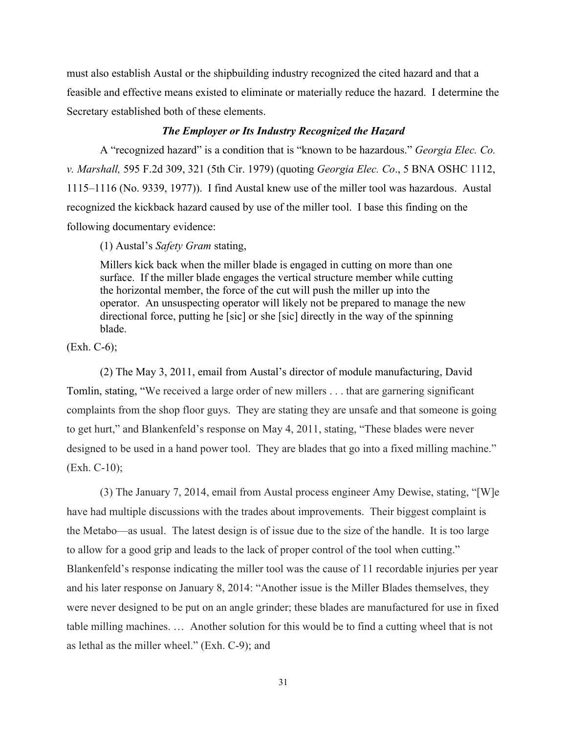must also establish Austal or the shipbuilding industry recognized the cited hazard and that a feasible and effective means existed to eliminate or materially reduce the hazard. I determine the Secretary established both of these elements.

### ***The Employer or Its Industry Recognized the Hazard***

A "recognized hazard" is a condition that is "known to be hazardous." *Georgia Elec. Co. v. Marshall,* 595 F.2d 309, 321 (5th Cir. 1979) (quoting *Georgia Elec. Co*., 5 BNA OSHC 1112, 1115–1116 (No. 9339, 1977)). I find Austal knew use of the miller tool was hazardous. Austal recognized the kickback hazard caused by use of the miller tool. I base this finding on the following documentary evidence:

(1) Austal's *Safety Gram* stating,

> Millers kick back when the miller blade is engaged in cutting on more than one surface. If the miller blade engages the vertical structure member while cutting the horizontal member, the force of the cut will push the miller up into the operator. An unsuspecting operator will likely not be prepared to manage the new directional force, putting he [sic] or she [sic] directly in the way of the spinning blade.

(Exh. C-6);

(2) The May 3, 2011, email from Austal's director of module manufacturing, David Tomlin, stating, "We received a large order of new millers . . . that are garnering significant complaints from the shop floor guys. They are stating they are unsafe and that someone is going to get hurt," and Blankenfeld's response on May 4, 2011, stating, "These blades were never designed to be used in a hand power tool. They are blades that go into a fixed milling machine." (Exh. C-10);

(3) The January 7, 2014, email from Austal process engineer Amy Dewise, stating, "[W]e have had multiple discussions with the trades about improvements. Their biggest complaint is the Metabo—as usual. The latest design is of issue due to the size of the handle. It is too large to allow for a good grip and leads to the lack of proper control of the tool when cutting." Blankenfeld's response indicating the miller tool was the cause of 11 recordable injuries per year and his later response on January 8, 2014: "Another issue is the Miller Blades themselves, they were never designed to be put on an angle grinder; these blades are manufactured for use in fixed table milling machines. … Another solution for this would be to find a cutting wheel that is not as lethal as the miller wheel." (Exh. C-9); and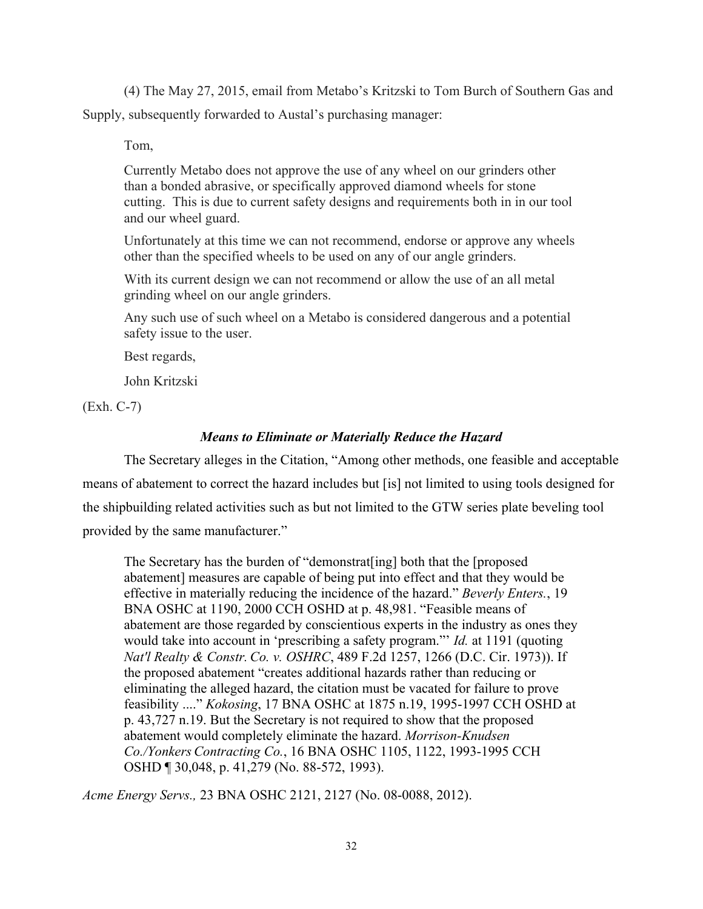(4) The May 27, 2015, email from Metabo's Kritzski to Tom Burch of Southern Gas and Supply, subsequently forwarded to Austal's purchasing manager:

> Tom,
>
> Currently Metabo does not approve the use of any wheel on our grinders other than a bonded abrasive, or specifically approved diamond wheels for stone cutting. This is due to current safety designs and requirements both in in our tool and our wheel guard.
>
> Unfortunately at this time we can not recommend, endorse or approve any wheels other than the specified wheels to be used on any of our angle grinders.
>
> With its current design we can not recommend or allow the use of an all metal grinding wheel on our angle grinders.
>
> Any such use of such wheel on a Metabo is considered dangerous and a potential safety issue to the user.
>
> Best regards,
>
> John Kritzski

(Exh. C-7)

### *Means to Eliminate or Materially Reduce the Hazard*

The Secretary alleges in the Citation, "Among other methods, one feasible and acceptable means of abatement to correct the hazard includes but [is] not limited to using tools designed for the shipbuilding related activities such as but not limited to the GTW series plate beveling tool provided by the same manufacturer."

> The Secretary has the burden of "demonstrat[ing] both that the [proposed abatement] measures are capable of being put into effect and that they would be effective in materially reducing the incidence of the hazard." *Beverly Enters.*, 19 BNA OSHC at 1190, 2000 CCH OSHD at p. 48,981. "Feasible means of abatement are those regarded by conscientious experts in the industry as ones they would take into account in 'prescribing a safety program.'" *Id.* at 1191 (quoting *Nat'l Realty & Constr. Co. v. OSHRC*, 489 F.2d 1257, 1266 (D.C. Cir. 1973)). If the proposed abatement "creates additional hazards rather than reducing or eliminating the alleged hazard, the citation must be vacated for failure to prove feasibility ...." *Kokosing*, 17 BNA OSHC at 1875 n.19, 1995-1997 CCH OSHD at p. 43,727 n.19. But the Secretary is not required to show that the proposed abatement would completely eliminate the hazard. *Morrison-Knudsen Co./Yonkers Contracting Co.*, 16 BNA OSHC 1105, 1122, 1993-1995 CCH OSHD ¶ 30,048, p. 41,279 (No. 88-572, 1993).

*Acme Energy Servs.,* 23 BNA OSHC 2121, 2127 (No. 08-0088, 2012).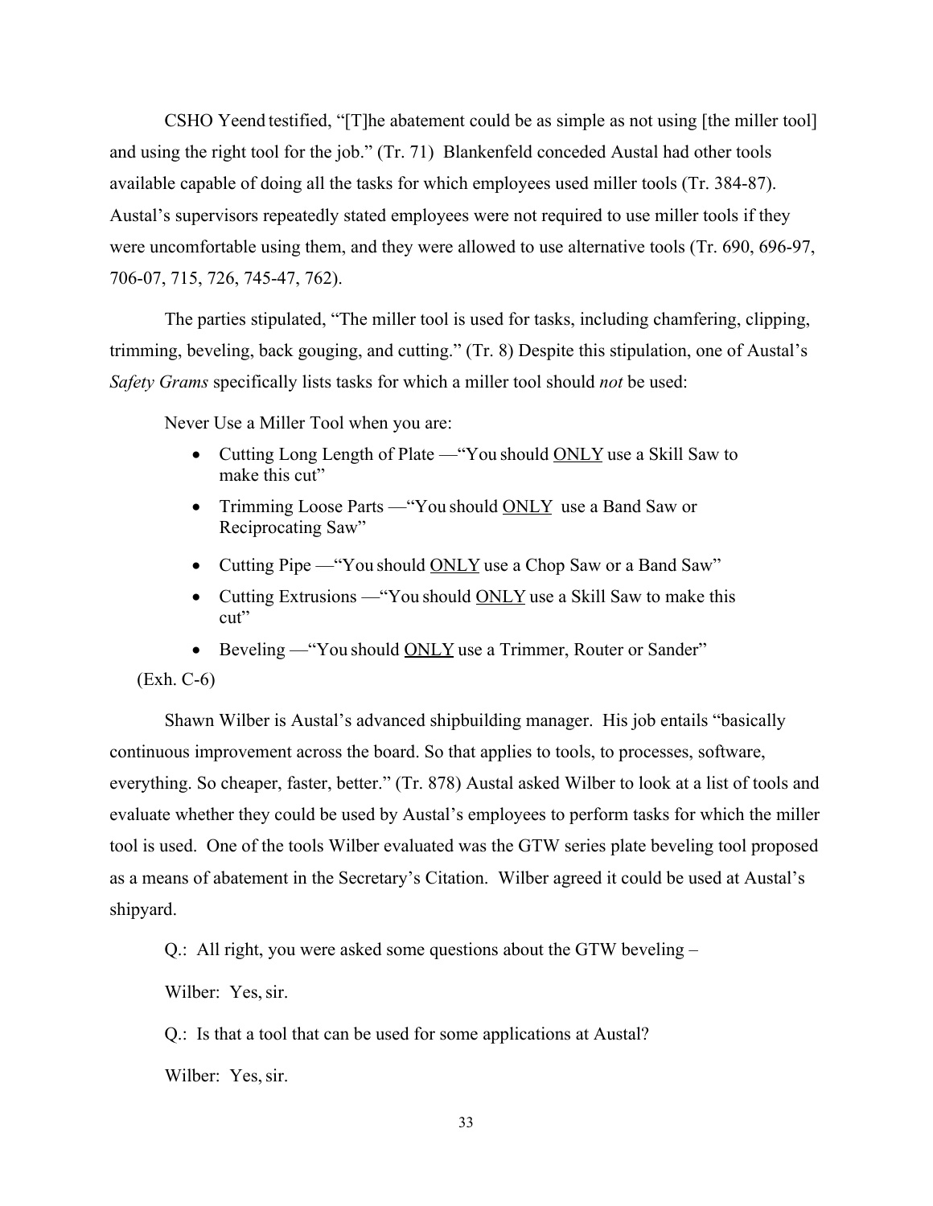CSHO Yeend testified, "[T]he abatement could be as simple as not using [the miller tool] and using the right tool for the job." (Tr. 71) Blankenfeld conceded Austal had other tools available capable of doing all the tasks for which employees used miller tools (Tr. 384-87). Austal's supervisors repeatedly stated employees were not required to use miller tools if they were uncomfortable using them, and they were allowed to use alternative tools (Tr. 690, 696-97, 706-07, 715, 726, 745-47, 762).

The parties stipulated, "The miller tool is used for tasks, including chamfering, clipping, trimming, beveling, back gouging, and cutting." (Tr. 8) Despite this stipulation, one of Austal's *Safety Grams* specifically lists tasks for which a miller tool should *not* be used:

Never Use a Miller Tool when you are:

- Cutting Long Length of Plate —"You should <u>ONLY</u> use a Skill Saw to make this cut"
- Trimming Loose Parts —"You should <u>ONLY</u> use a Band Saw or Reciprocating Saw"
- Cutting Pipe —"You should <u>ONLY</u> use a Chop Saw or a Band Saw"
- Cutting Extrusions —"You should <u>ONLY</u> use a Skill Saw to make this cut"
- Beveling —"You should <u>ONLY</u> use a Trimmer, Router or Sander"

(Exh. C-6)

Shawn Wilber is Austal's advanced shipbuilding manager. His job entails "basically continuous improvement across the board. So that applies to tools, to processes, software, everything. So cheaper, faster, better." (Tr. 878) Austal asked Wilber to look at a list of tools and evaluate whether they could be used by Austal's employees to perform tasks for which the miller tool is used. One of the tools Wilber evaluated was the GTW series plate beveling tool proposed as a means of abatement in the Secretary's Citation. Wilber agreed it could be used at Austal's shipyard.

Q.: All right, you were asked some questions about the GTW beveling –

Wilber: Yes, sir.

Q.: Is that a tool that can be used for some applications at Austal?

Wilber: Yes, sir.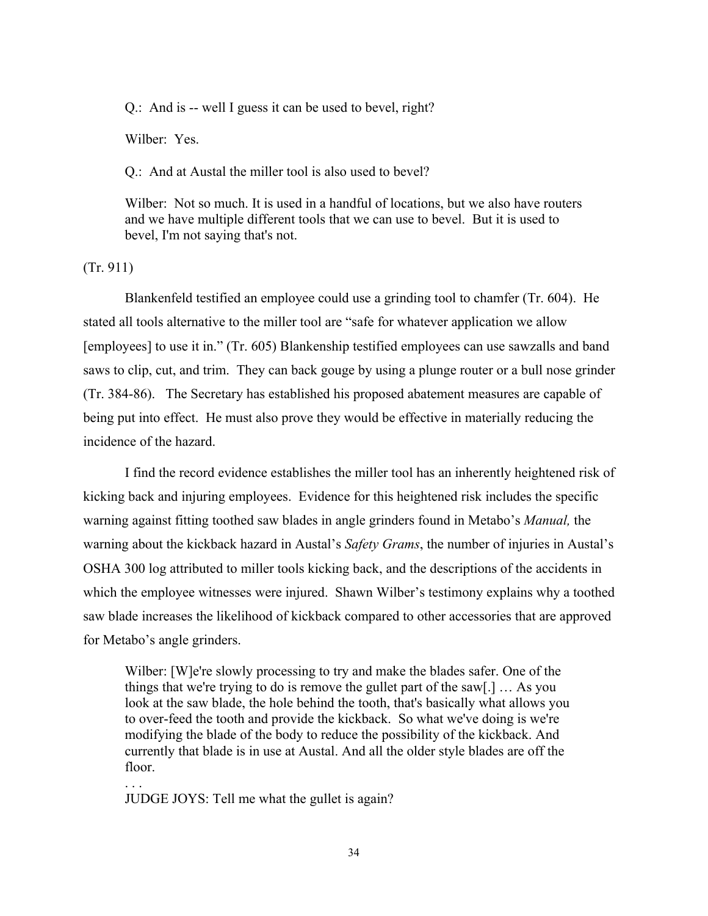> Q.: And is -- well I guess it can be used to bevel, right?
>
> Wilber: Yes.
>
> Q.: And at Austal the miller tool is also used to bevel?
>
> Wilber: Not so much. It is used in a handful of locations, but we also have routers and we have multiple different tools that we can use to bevel. But it is used to bevel, I'm not saying that's not.

(Tr. 911)

Blankenfeld testified an employee could use a grinding tool to chamfer (Tr. 604). He stated all tools alternative to the miller tool are "safe for whatever application we allow [employees] to use it in." (Tr. 605) Blankenship testified employees can use sawzalls and band saws to clip, cut, and trim. They can back gouge by using a plunge router or a bull nose grinder (Tr. 384-86). The Secretary has established his proposed abatement measures are capable of being put into effect. He must also prove they would be effective in materially reducing the incidence of the hazard.

I find the record evidence establishes the miller tool has an inherently heightened risk of kicking back and injuring employees. Evidence for this heightened risk includes the specific warning against fitting toothed saw blades in angle grinders found in Metabo's *Manual,* the warning about the kickback hazard in Austal's *Safety Grams*, the number of injuries in Austal's OSHA 300 log attributed to miller tools kicking back, and the descriptions of the accidents in which the employee witnesses were injured. Shawn Wilber's testimony explains why a toothed saw blade increases the likelihood of kickback compared to other accessories that are approved for Metabo's angle grinders.

> Wilber: [W]e're slowly processing to try and make the blades safer. One of the things that we're trying to do is remove the gullet part of the saw[.] … As you look at the saw blade, the hole behind the tooth, that's basically what allows you to over-feed the tooth and provide the kickback. So what we've doing is we're modifying the blade of the body to reduce the possibility of the kickback. And currently that blade is in use at Austal. And all the older style blades are off the floor.
>
> . . .
>
> JUDGE JOYS: Tell me what the gullet is again?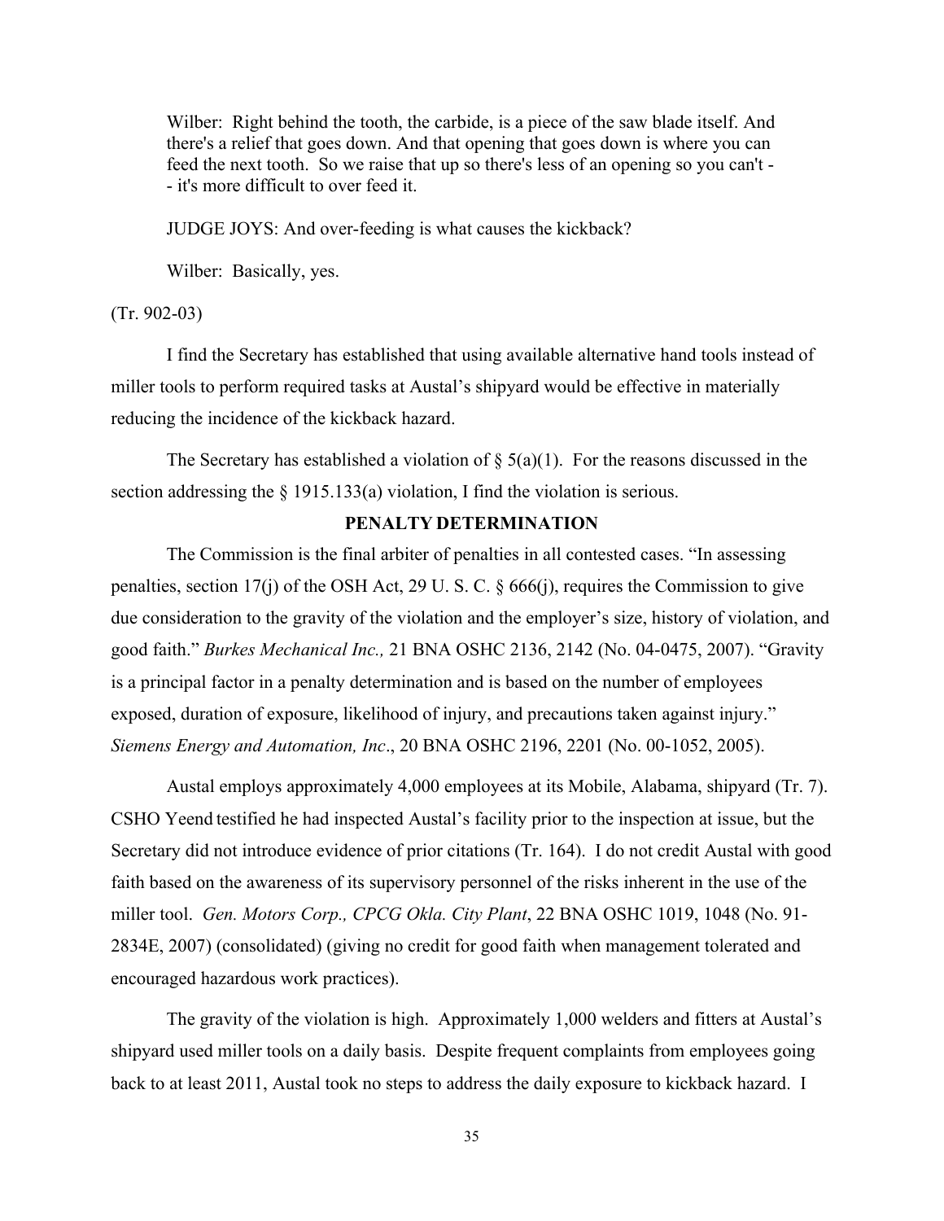Wilber: Right behind the tooth, the carbide, is a piece of the saw blade itself. And there's a relief that goes down. And that opening that goes down is where you can feed the next tooth. So we raise that up so there's less of an opening so you can't -- it's more difficult to over feed it.

JUDGE JOYS: And over-feeding is what causes the kickback?

Wilber: Basically, yes.

(Tr. 902-03)

I find the Secretary has established that using available alternative hand tools instead of miller tools to perform required tasks at Austal's shipyard would be effective in materially reducing the incidence of the kickback hazard.

The Secretary has established a violation of § 5(a)(1). For the reasons discussed in the section addressing the § 1915.133(a) violation, I find the violation is serious.

## PENALTY DETERMINATION

The Commission is the final arbiter of penalties in all contested cases. "In assessing penalties, section 17(j) of the OSH Act, 29 U. S. C. § 666(j), requires the Commission to give due consideration to the gravity of the violation and the employer's size, history of violation, and good faith." *Burkes Mechanical Inc.,* 21 BNA OSHC 2136, 2142 (No. 04-0475, 2007). "Gravity is a principal factor in a penalty determination and is based on the number of employees exposed, duration of exposure, likelihood of injury, and precautions taken against injury." *Siemens Energy and Automation, Inc*., 20 BNA OSHC 2196, 2201 (No. 00-1052, 2005).

Austal employs approximately 4,000 employees at its Mobile, Alabama, shipyard (Tr. 7). CSHO Yeend testified he had inspected Austal's facility prior to the inspection at issue, but the Secretary did not introduce evidence of prior citations (Tr. 164). I do not credit Austal with good faith based on the awareness of its supervisory personnel of the risks inherent in the use of the miller tool. *Gen. Motors Corp., CPCG Okla. City Plant*, 22 BNA OSHC 1019, 1048 (No. 91-2834E, 2007) (consolidated) (giving no credit for good faith when management tolerated and encouraged hazardous work practices).

The gravity of the violation is high. Approximately 1,000 welders and fitters at Austal's shipyard used miller tools on a daily basis. Despite frequent complaints from employees going back to at least 2011, Austal took no steps to address the daily exposure to kickback hazard. I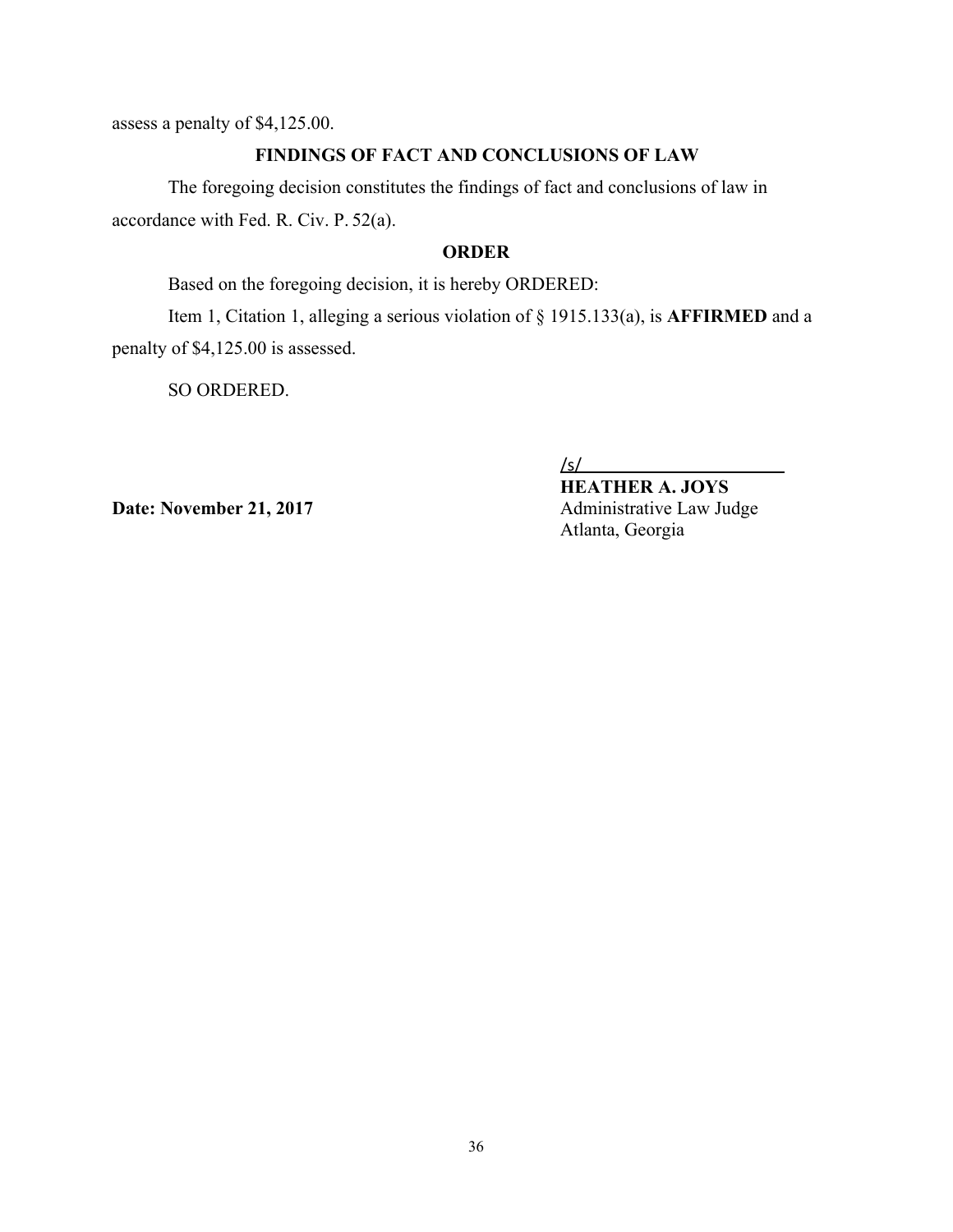assess a penalty of $4,125.00.

## FINDINGS OF FACT AND CONCLUSIONS OF LAW

The foregoing decision constitutes the findings of fact and conclusions of law in accordance with Fed. R. Civ. P. 52(a).

## ORDER

Based on the foregoing decision, it is hereby ORDERED:

Item 1, Citation 1, alleging a serious violation of § 1915.133(a), is **AFFIRMED** and a penalty of $4,125.00 is assessed.

SO ORDERED.

/s/

**HEATHER A. JOYS**
Administrative Law Judge
Atlanta, Georgia

**Date: November 21, 2017**